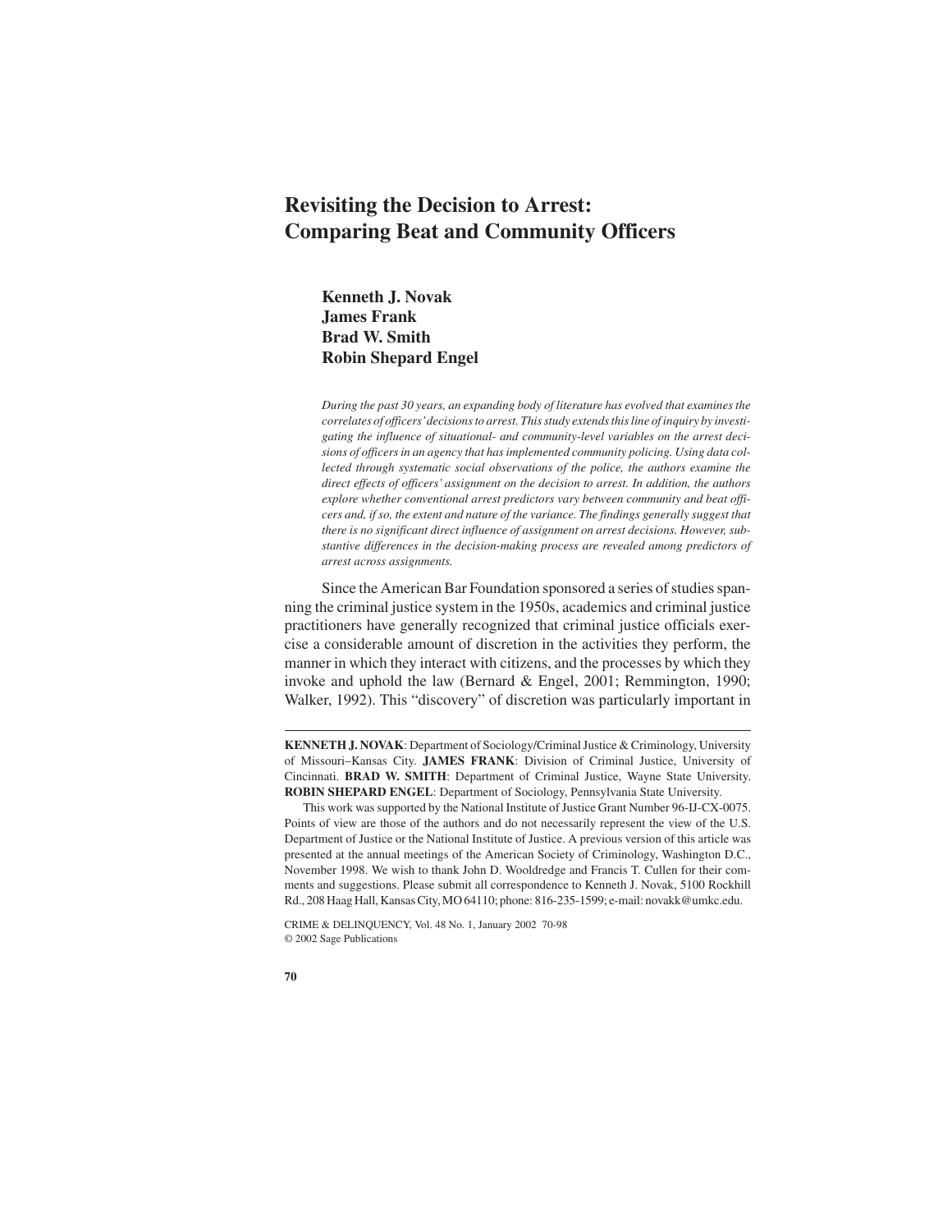# Revisiting the Decision to Arrest: Comparing Beat and Community Officers

**Kenneth J. Novak**
**James Frank**
**Brad W. Smith**
**Robin Shepard Engel**

*During the past 30 years, an expanding body of literature has evolved that examines the correlates of officers' decisions to arrest. This study extends this line of inquiry by investigating the influence of situational- and community-level variables on the arrest decisions of officers in an agency that has implemented community policing. Using data collected through systematic social observations of the police, the authors examine the direct effects of officers' assignment on the decision to arrest. In addition, the authors explore whether conventional arrest predictors vary between community and beat officers and, if so, the extent and nature of the variance. The findings generally suggest that there is no significant direct influence of assignment on arrest decisions. However, substantive differences in the decision-making process are revealed among predictors of arrest across assignments.*

Since the American Bar Foundation sponsored a series of studies spanning the criminal justice system in the 1950s, academics and criminal justice practitioners have generally recognized that criminal justice officials exercise a considerable amount of discretion in the activities they perform, the manner in which they interact with citizens, and the processes by which they invoke and uphold the law (Bernard & Engel, 2001; Remmington, 1990; Walker, 1992). This "discovery" of discretion was particularly important in

---

**KENNETH J. NOVAK**: Department of Sociology/Criminal Justice & Criminology, University of Missouri–Kansas City. **JAMES FRANK**: Division of Criminal Justice, University of Cincinnati. **BRAD W. SMITH**: Department of Criminal Justice, Wayne State University. **ROBIN SHEPARD ENGEL**: Department of Sociology, Pennsylvania State University.

This work was supported by the National Institute of Justice Grant Number 96-IJ-CX-0075. Points of view are those of the authors and do not necessarily represent the view of the U.S. Department of Justice or the National Institute of Justice. A previous version of this article was presented at the annual meetings of the American Society of Criminology, Washington D.C., November 1998. We wish to thank John D. Wooldredge and Francis T. Cullen for their comments and suggestions. Please submit all correspondence to Kenneth J. Novak, 5100 Rockhill Rd., 208 Haag Hall, Kansas City, MO 64110; phone: 816-235-1599; e-mail: novakk@umkc.edu.

CRIME & DELINQUENCY, Vol. 48 No. 1, January 2002 70-98
© 2002 Sage Publications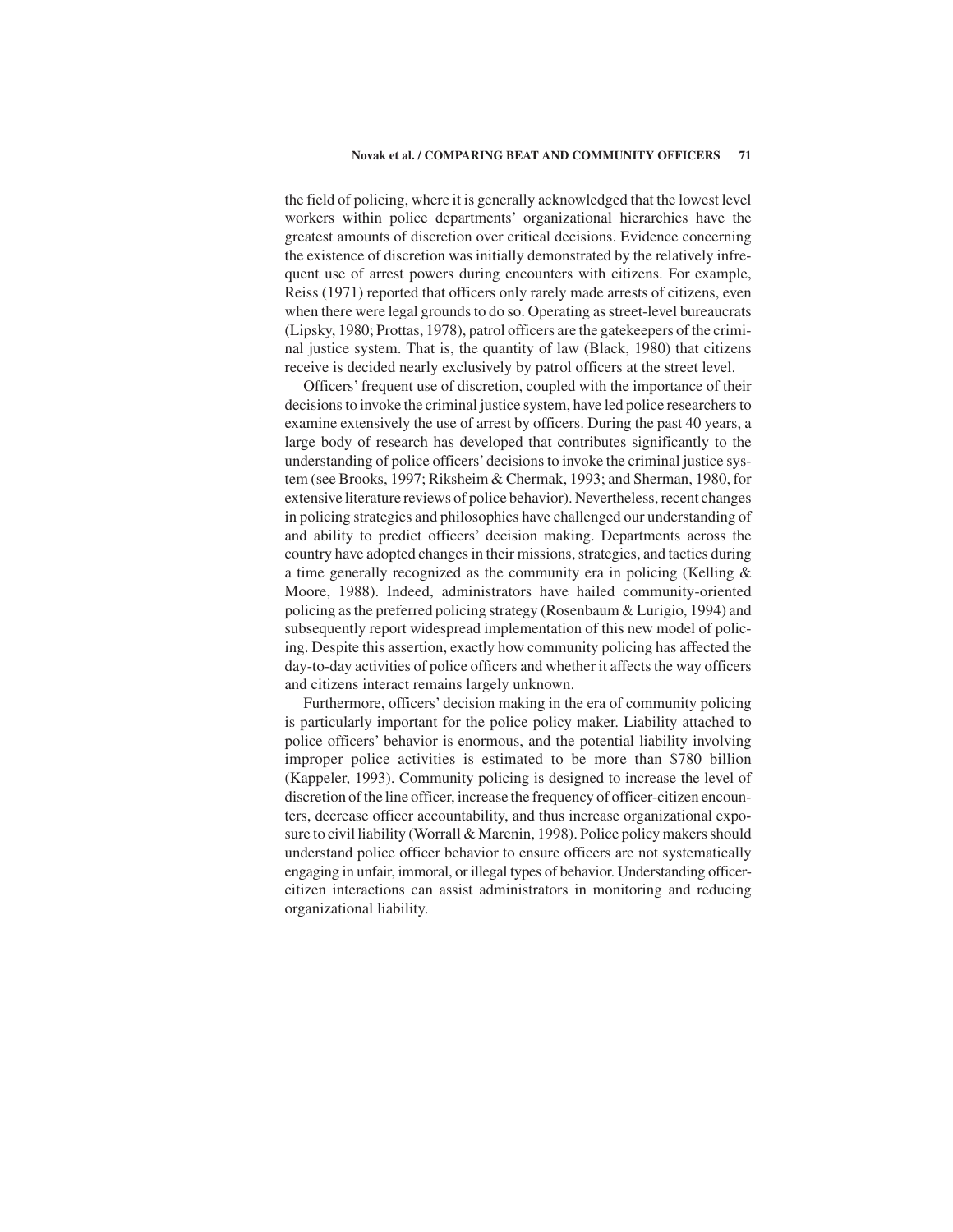the field of policing, where it is generally acknowledged that the lowest level workers within police departments' organizational hierarchies have the greatest amounts of discretion over critical decisions. Evidence concerning the existence of discretion was initially demonstrated by the relatively infrequent use of arrest powers during encounters with citizens. For example, Reiss (1971) reported that officers only rarely made arrests of citizens, even when there were legal grounds to do so. Operating as street-level bureaucrats (Lipsky, 1980; Prottas, 1978), patrol officers are the gatekeepers of the criminal justice system. That is, the quantity of law (Black, 1980) that citizens receive is decided nearly exclusively by patrol officers at the street level.

Officers' frequent use of discretion, coupled with the importance of their decisions to invoke the criminal justice system, have led police researchers to examine extensively the use of arrest by officers. During the past 40 years, a large body of research has developed that contributes significantly to the understanding of police officers' decisions to invoke the criminal justice system (see Brooks, 1997; Riksheim & Chermak, 1993; and Sherman, 1980, for extensive literature reviews of police behavior). Nevertheless, recent changes in policing strategies and philosophies have challenged our understanding of and ability to predict officers' decision making. Departments across the country have adopted changes in their missions, strategies, and tactics during a time generally recognized as the community era in policing (Kelling & Moore, 1988). Indeed, administrators have hailed community-oriented policing as the preferred policing strategy (Rosenbaum & Lurigio, 1994) and subsequently report widespread implementation of this new model of policing. Despite this assertion, exactly how community policing has affected the day-to-day activities of police officers and whether it affects the way officers and citizens interact remains largely unknown.

Furthermore, officers' decision making in the era of community policing is particularly important for the police policy maker. Liability attached to police officers' behavior is enormous, and the potential liability involving improper police activities is estimated to be more than \$780 billion (Kappeler, 1993). Community policing is designed to increase the level of discretion of the line officer, increase the frequency of officer-citizen encounters, decrease officer accountability, and thus increase organizational exposure to civil liability (Worrall & Marenin, 1998). Police policy makers should understand police officer behavior to ensure officers are not systematically engaging in unfair, immoral, or illegal types of behavior. Understanding officer-citizen interactions can assist administrators in monitoring and reducing organizational liability.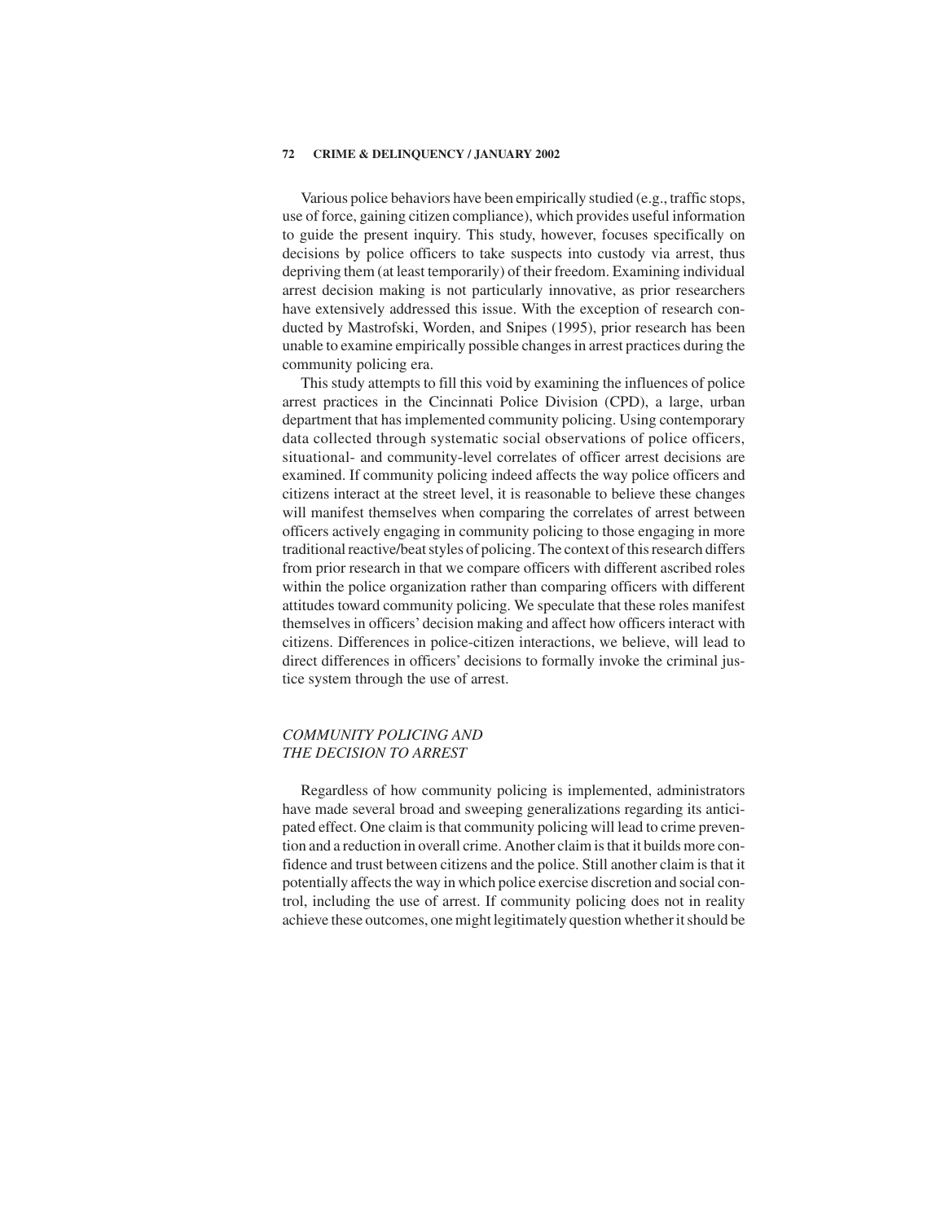Various police behaviors have been empirically studied (e.g., traffic stops, use of force, gaining citizen compliance), which provides useful information to guide the present inquiry. This study, however, focuses specifically on decisions by police officers to take suspects into custody via arrest, thus depriving them (at least temporarily) of their freedom. Examining individual arrest decision making is not particularly innovative, as prior researchers have extensively addressed this issue. With the exception of research conducted by Mastrofski, Worden, and Snipes (1995), prior research has been unable to examine empirically possible changes in arrest practices during the community policing era.

This study attempts to fill this void by examining the influences of police arrest practices in the Cincinnati Police Division (CPD), a large, urban department that has implemented community policing. Using contemporary data collected through systematic social observations of police officers, situational- and community-level correlates of officer arrest decisions are examined. If community policing indeed affects the way police officers and citizens interact at the street level, it is reasonable to believe these changes will manifest themselves when comparing the correlates of arrest between officers actively engaging in community policing to those engaging in more traditional reactive/beat styles of policing. The context of this research differs from prior research in that we compare officers with different ascribed roles within the police organization rather than comparing officers with different attitudes toward community policing. We speculate that these roles manifest themselves in officers' decision making and affect how officers interact with citizens. Differences in police-citizen interactions, we believe, will lead to direct differences in officers' decisions to formally invoke the criminal justice system through the use of arrest.

## *COMMUNITY POLICING AND THE DECISION TO ARREST*

Regardless of how community policing is implemented, administrators have made several broad and sweeping generalizations regarding its anticipated effect. One claim is that community policing will lead to crime prevention and a reduction in overall crime. Another claim is that it builds more confidence and trust between citizens and the police. Still another claim is that it potentially affects the way in which police exercise discretion and social control, including the use of arrest. If community policing does not in reality achieve these outcomes, one might legitimately question whether it should be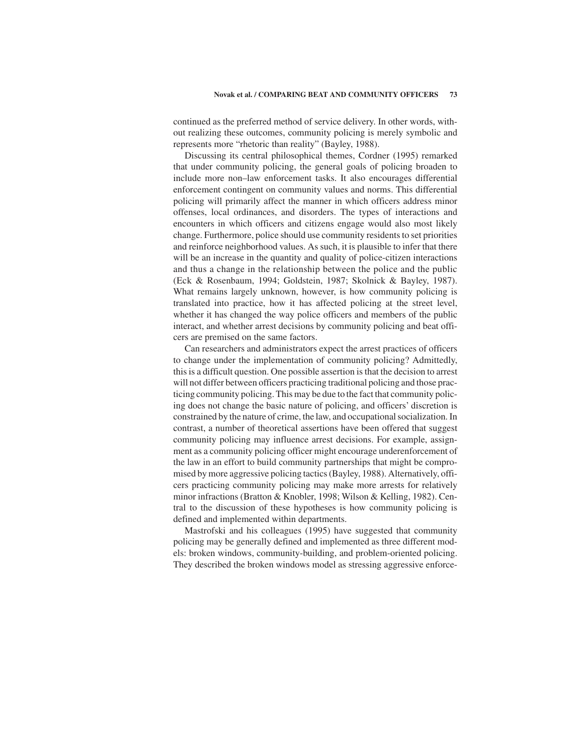continued as the preferred method of service delivery. In other words, without realizing these outcomes, community policing is merely symbolic and represents more "rhetoric than reality" (Bayley, 1988).

Discussing its central philosophical themes, Cordner (1995) remarked that under community policing, the general goals of policing broaden to include more non–law enforcement tasks. It also encourages differential enforcement contingent on community values and norms. This differential policing will primarily affect the manner in which officers address minor offenses, local ordinances, and disorders. The types of interactions and encounters in which officers and citizens engage would also most likely change. Furthermore, police should use community residents to set priorities and reinforce neighborhood values. As such, it is plausible to infer that there will be an increase in the quantity and quality of police-citizen interactions and thus a change in the relationship between the police and the public (Eck & Rosenbaum, 1994; Goldstein, 1987; Skolnick & Bayley, 1987). What remains largely unknown, however, is how community policing is translated into practice, how it has affected policing at the street level, whether it has changed the way police officers and members of the public interact, and whether arrest decisions by community policing and beat officers are premised on the same factors.

Can researchers and administrators expect the arrest practices of officers to change under the implementation of community policing? Admittedly, this is a difficult question. One possible assertion is that the decision to arrest will not differ between officers practicing traditional policing and those practicing community policing. This may be due to the fact that community policing does not change the basic nature of policing, and officers' discretion is constrained by the nature of crime, the law, and occupational socialization. In contrast, a number of theoretical assertions have been offered that suggest community policing may influence arrest decisions. For example, assignment as a community policing officer might encourage underenforcement of the law in an effort to build community partnerships that might be compromised by more aggressive policing tactics (Bayley, 1988). Alternatively, officers practicing community policing may make more arrests for relatively minor infractions (Bratton & Knobler, 1998; Wilson & Kelling, 1982). Central to the discussion of these hypotheses is how community policing is defined and implemented within departments.

Mastrofski and his colleagues (1995) have suggested that community policing may be generally defined and implemented as three different models: broken windows, community-building, and problem-oriented policing. They described the broken windows model as stressing aggressive enforce-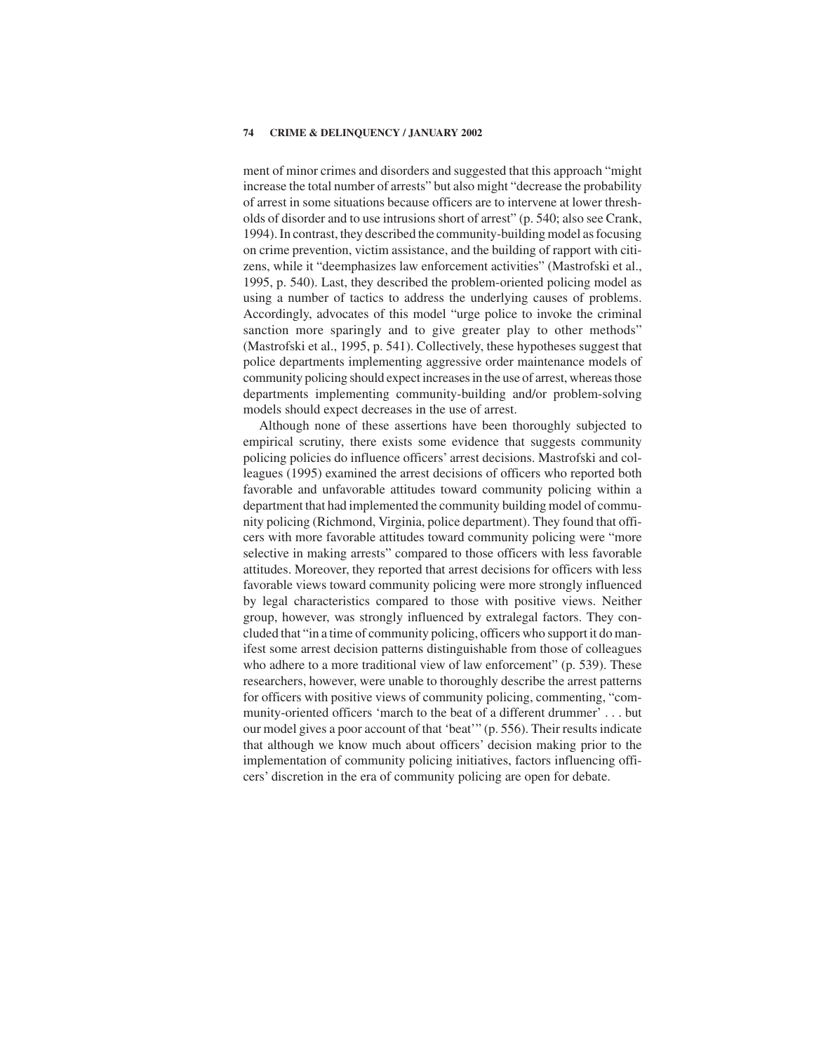ment of minor crimes and disorders and suggested that this approach "might increase the total number of arrests" but also might "decrease the probability of arrest in some situations because officers are to intervene at lower thresholds of disorder and to use intrusions short of arrest" (p. 540; also see Crank, 1994). In contrast, they described the community-building model as focusing on crime prevention, victim assistance, and the building of rapport with citizens, while it "deemphasizes law enforcement activities" (Mastrofski et al., 1995, p. 540). Last, they described the problem-oriented policing model as using a number of tactics to address the underlying causes of problems. Accordingly, advocates of this model "urge police to invoke the criminal sanction more sparingly and to give greater play to other methods" (Mastrofski et al., 1995, p. 541). Collectively, these hypotheses suggest that police departments implementing aggressive order maintenance models of community policing should expect increases in the use of arrest, whereas those departments implementing community-building and/or problem-solving models should expect decreases in the use of arrest.

Although none of these assertions have been thoroughly subjected to empirical scrutiny, there exists some evidence that suggests community policing policies do influence officers' arrest decisions. Mastrofski and colleagues (1995) examined the arrest decisions of officers who reported both favorable and unfavorable attitudes toward community policing within a department that had implemented the community building model of community policing (Richmond, Virginia, police department). They found that officers with more favorable attitudes toward community policing were "more selective in making arrests" compared to those officers with less favorable attitudes. Moreover, they reported that arrest decisions for officers with less favorable views toward community policing were more strongly influenced by legal characteristics compared to those with positive views. Neither group, however, was strongly influenced by extralegal factors. They concluded that "in a time of community policing, officers who support it do manifest some arrest decision patterns distinguishable from those of colleagues who adhere to a more traditional view of law enforcement" (p. 539). These researchers, however, were unable to thoroughly describe the arrest patterns for officers with positive views of community policing, commenting, "community-oriented officers 'march to the beat of a different drummer' . . . but our model gives a poor account of that 'beat'" (p. 556). Their results indicate that although we know much about officers' decision making prior to the implementation of community policing initiatives, factors influencing officers' discretion in the era of community policing are open for debate.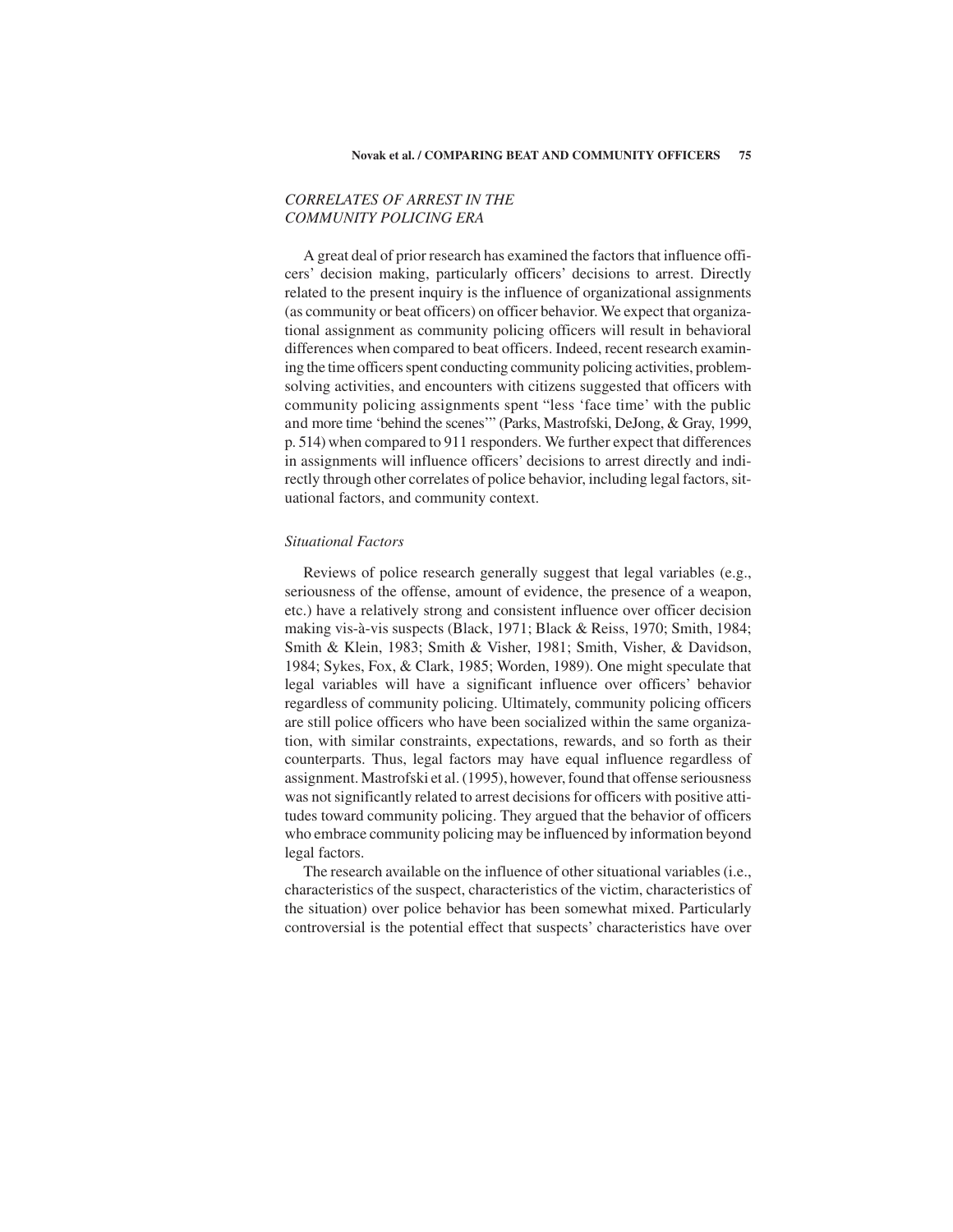## *CORRELATES OF ARREST IN THE COMMUNITY POLICING ERA*

A great deal of prior research has examined the factors that influence officers' decision making, particularly officers' decisions to arrest. Directly related to the present inquiry is the influence of organizational assignments (as community or beat officers) on officer behavior. We expect that organizational assignment as community policing officers will result in behavioral differences when compared to beat officers. Indeed, recent research examining the time officers spent conducting community policing activities, problem-solving activities, and encounters with citizens suggested that officers with community policing assignments spent "less 'face time' with the public and more time 'behind the scenes'" (Parks, Mastrofski, DeJong, & Gray, 1999, p. 514) when compared to 911 responders. We further expect that differences in assignments will influence officers' decisions to arrest directly and indirectly through other correlates of police behavior, including legal factors, situational factors, and community context.

### *Situational Factors*

Reviews of police research generally suggest that legal variables (e.g., seriousness of the offense, amount of evidence, the presence of a weapon, etc.) have a relatively strong and consistent influence over officer decision making vis-à-vis suspects (Black, 1971; Black & Reiss, 1970; Smith, 1984; Smith & Klein, 1983; Smith & Visher, 1981; Smith, Visher, & Davidson, 1984; Sykes, Fox, & Clark, 1985; Worden, 1989). One might speculate that legal variables will have a significant influence over officers' behavior regardless of community policing. Ultimately, community policing officers are still police officers who have been socialized within the same organization, with similar constraints, expectations, rewards, and so forth as their counterparts. Thus, legal factors may have equal influence regardless of assignment. Mastrofski et al. (1995), however, found that offense seriousness was not significantly related to arrest decisions for officers with positive attitudes toward community policing. They argued that the behavior of officers who embrace community policing may be influenced by information beyond legal factors.

The research available on the influence of other situational variables (i.e., characteristics of the suspect, characteristics of the victim, characteristics of the situation) over police behavior has been somewhat mixed. Particularly controversial is the potential effect that suspects' characteristics have over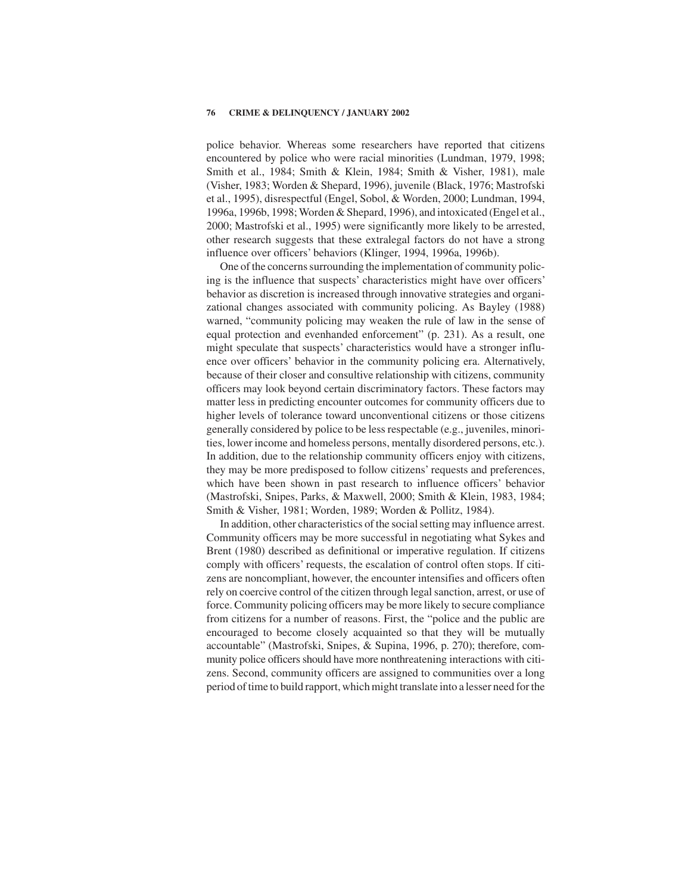police behavior. Whereas some researchers have reported that citizens encountered by police who were racial minorities (Lundman, 1979, 1998; Smith et al., 1984; Smith & Klein, 1984; Smith & Visher, 1981), male (Visher, 1983; Worden & Shepard, 1996), juvenile (Black, 1976; Mastrofski et al., 1995), disrespectful (Engel, Sobol, & Worden, 2000; Lundman, 1994, 1996a, 1996b, 1998; Worden & Shepard, 1996), and intoxicated (Engel et al., 2000; Mastrofski et al., 1995) were significantly more likely to be arrested, other research suggests that these extralegal factors do not have a strong influence over officers' behaviors (Klinger, 1994, 1996a, 1996b).

One of the concerns surrounding the implementation of community policing is the influence that suspects' characteristics might have over officers' behavior as discretion is increased through innovative strategies and organizational changes associated with community policing. As Bayley (1988) warned, "community policing may weaken the rule of law in the sense of equal protection and evenhanded enforcement" (p. 231). As a result, one might speculate that suspects' characteristics would have a stronger influence over officers' behavior in the community policing era. Alternatively, because of their closer and consultive relationship with citizens, community officers may look beyond certain discriminatory factors. These factors may matter less in predicting encounter outcomes for community officers due to higher levels of tolerance toward unconventional citizens or those citizens generally considered by police to be less respectable (e.g., juveniles, minorities, lower income and homeless persons, mentally disordered persons, etc.). In addition, due to the relationship community officers enjoy with citizens, they may be more predisposed to follow citizens' requests and preferences, which have been shown in past research to influence officers' behavior (Mastrofski, Snipes, Parks, & Maxwell, 2000; Smith & Klein, 1983, 1984; Smith & Visher, 1981; Worden, 1989; Worden & Pollitz, 1984).

In addition, other characteristics of the social setting may influence arrest. Community officers may be more successful in negotiating what Sykes and Brent (1980) described as definitional or imperative regulation. If citizens comply with officers' requests, the escalation of control often stops. If citizens are noncompliant, however, the encounter intensifies and officers often rely on coercive control of the citizen through legal sanction, arrest, or use of force. Community policing officers may be more likely to secure compliance from citizens for a number of reasons. First, the "police and the public are encouraged to become closely acquainted so that they will be mutually accountable" (Mastrofski, Snipes, & Supina, 1996, p. 270); therefore, community police officers should have more nonthreatening interactions with citizens. Second, community officers are assigned to communities over a long period of time to build rapport, which might translate into a lesser need for the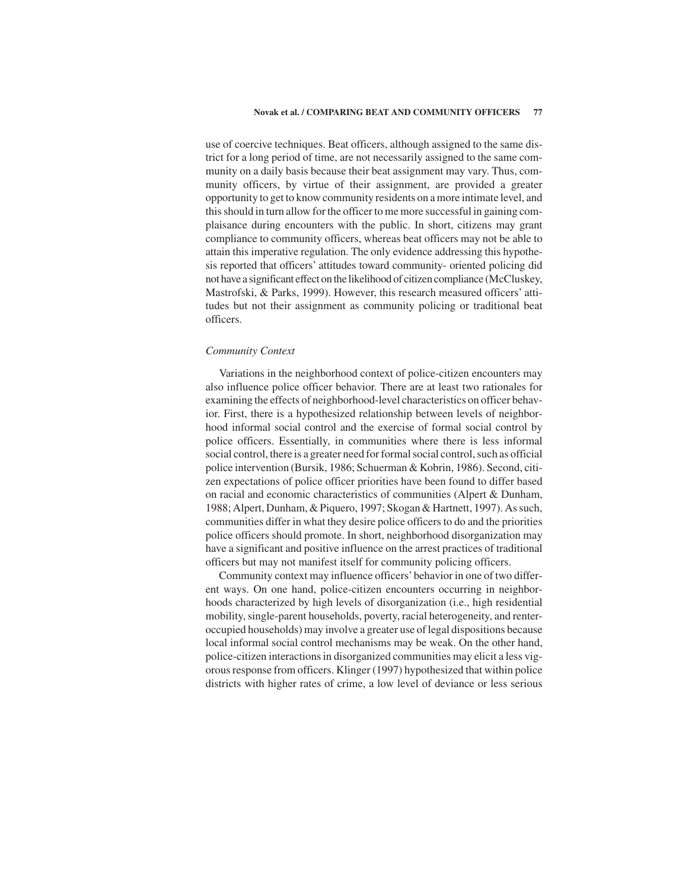use of coercive techniques. Beat officers, although assigned to the same district for a long period of time, are not necessarily assigned to the same community on a daily basis because their beat assignment may vary. Thus, community officers, by virtue of their assignment, are provided a greater opportunity to get to know community residents on a more intimate level, and this should in turn allow for the officer to me more successful in gaining complaisance during encounters with the public. In short, citizens may grant compliance to community officers, whereas beat officers may not be able to attain this imperative regulation. The only evidence addressing this hypothesis reported that officers' attitudes toward community- oriented policing did not have a significant effect on the likelihood of citizen compliance (McCluskey, Mastrofski, & Parks, 1999). However, this research measured officers' attitudes but not their assignment as community policing or traditional beat officers.

### *Community Context*

Variations in the neighborhood context of police-citizen encounters may also influence police officer behavior. There are at least two rationales for examining the effects of neighborhood-level characteristics on officer behavior. First, there is a hypothesized relationship between levels of neighborhood informal social control and the exercise of formal social control by police officers. Essentially, in communities where there is less informal social control, there is a greater need for formal social control, such as official police intervention (Bursik, 1986; Schuerman & Kobrin, 1986). Second, citizen expectations of police officer priorities have been found to differ based on racial and economic characteristics of communities (Alpert & Dunham, 1988; Alpert, Dunham, & Piquero, 1997; Skogan & Hartnett, 1997). As such, communities differ in what they desire police officers to do and the priorities police officers should promote. In short, neighborhood disorganization may have a significant and positive influence on the arrest practices of traditional officers but may not manifest itself for community policing officers.

Community context may influence officers' behavior in one of two different ways. On one hand, police-citizen encounters occurring in neighborhoods characterized by high levels of disorganization (i.e., high residential mobility, single-parent households, poverty, racial heterogeneity, and renter-occupied households) may involve a greater use of legal dispositions because local informal social control mechanisms may be weak. On the other hand, police-citizen interactions in disorganized communities may elicit a less vigorous response from officers. Klinger (1997) hypothesized that within police districts with higher rates of crime, a low level of deviance or less serious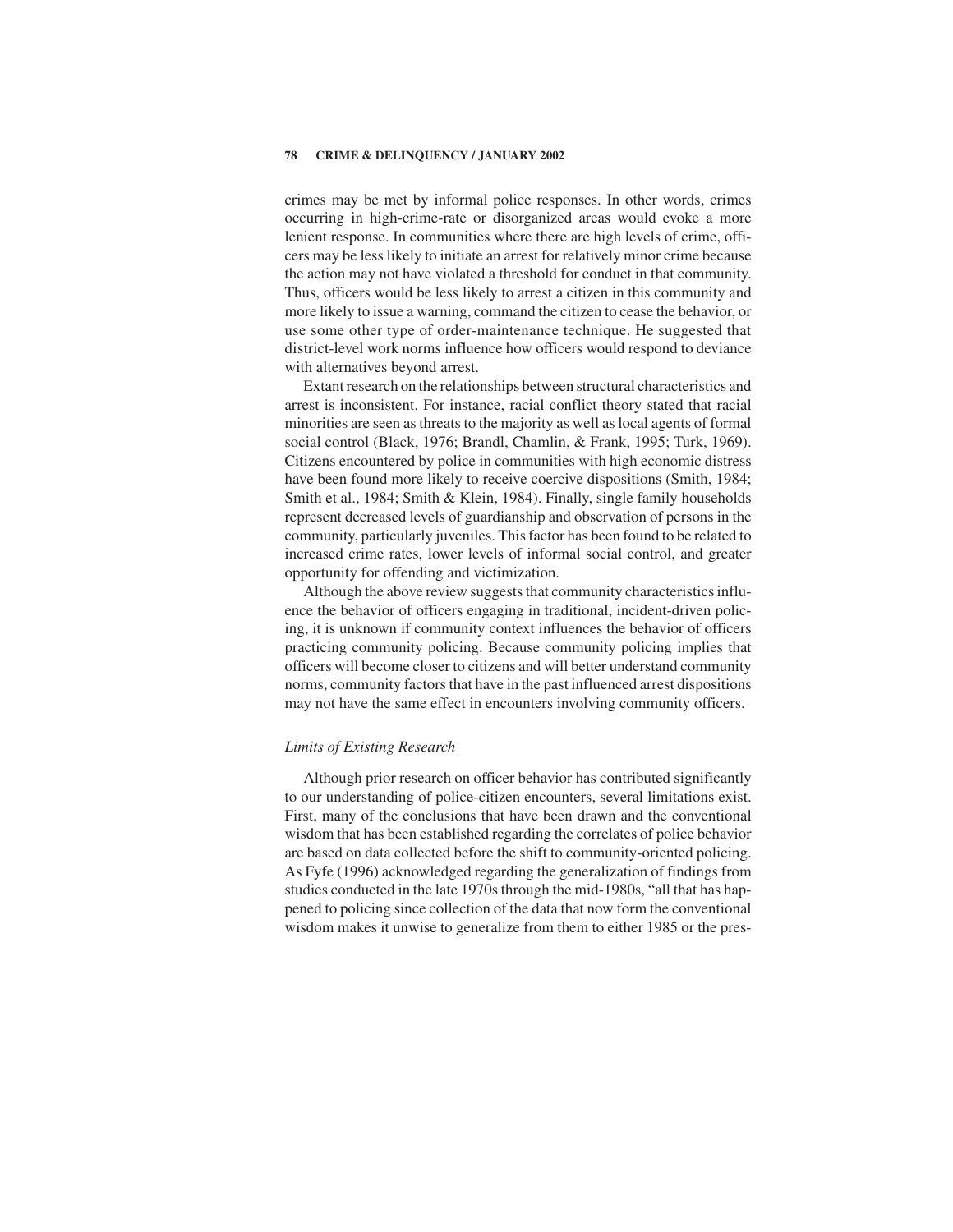crimes may be met by informal police responses. In other words, crimes occurring in high-crime-rate or disorganized areas would evoke a more lenient response. In communities where there are high levels of crime, officers may be less likely to initiate an arrest for relatively minor crime because the action may not have violated a threshold for conduct in that community. Thus, officers would be less likely to arrest a citizen in this community and more likely to issue a warning, command the citizen to cease the behavior, or use some other type of order-maintenance technique. He suggested that district-level work norms influence how officers would respond to deviance with alternatives beyond arrest.

Extant research on the relationships between structural characteristics and arrest is inconsistent. For instance, racial conflict theory stated that racial minorities are seen as threats to the majority as well as local agents of formal social control (Black, 1976; Brandl, Chamlin, & Frank, 1995; Turk, 1969). Citizens encountered by police in communities with high economic distress have been found more likely to receive coercive dispositions (Smith, 1984; Smith et al., 1984; Smith & Klein, 1984). Finally, single family households represent decreased levels of guardianship and observation of persons in the community, particularly juveniles. This factor has been found to be related to increased crime rates, lower levels of informal social control, and greater opportunity for offending and victimization.

Although the above review suggests that community characteristics influence the behavior of officers engaging in traditional, incident-driven policing, it is unknown if community context influences the behavior of officers practicing community policing. Because community policing implies that officers will become closer to citizens and will better understand community norms, community factors that have in the past influenced arrest dispositions may not have the same effect in encounters involving community officers.

### *Limits of Existing Research*

Although prior research on officer behavior has contributed significantly to our understanding of police-citizen encounters, several limitations exist. First, many of the conclusions that have been drawn and the conventional wisdom that has been established regarding the correlates of police behavior are based on data collected before the shift to community-oriented policing. As Fyfe (1996) acknowledged regarding the generalization of findings from studies conducted in the late 1970s through the mid-1980s, "all that has happened to policing since collection of the data that now form the conventional wisdom makes it unwise to generalize from them to either 1985 or the pres-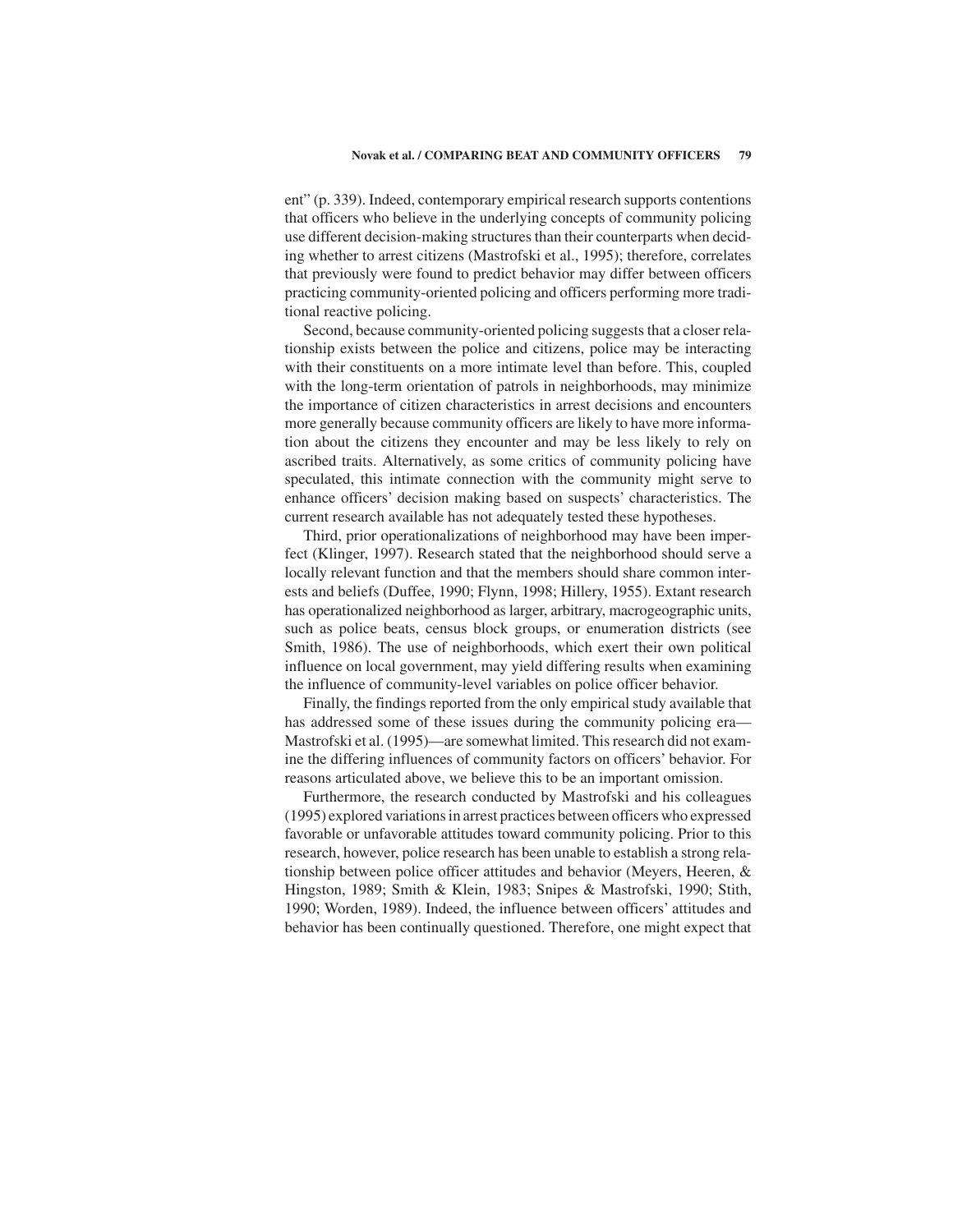ent" (p. 339). Indeed, contemporary empirical research supports contentions that officers who believe in the underlying concepts of community policing use different decision-making structures than their counterparts when deciding whether to arrest citizens (Mastrofski et al., 1995); therefore, correlates that previously were found to predict behavior may differ between officers practicing community-oriented policing and officers performing more traditional reactive policing.

Second, because community-oriented policing suggests that a closer relationship exists between the police and citizens, police may be interacting with their constituents on a more intimate level than before. This, coupled with the long-term orientation of patrols in neighborhoods, may minimize the importance of citizen characteristics in arrest decisions and encounters more generally because community officers are likely to have more information about the citizens they encounter and may be less likely to rely on ascribed traits. Alternatively, as some critics of community policing have speculated, this intimate connection with the community might serve to enhance officers' decision making based on suspects' characteristics. The current research available has not adequately tested these hypotheses.

Third, prior operationalizations of neighborhood may have been imperfect (Klinger, 1997). Research stated that the neighborhood should serve a locally relevant function and that the members should share common interests and beliefs (Duffee, 1990; Flynn, 1998; Hillery, 1955). Extant research has operationalized neighborhood as larger, arbitrary, macrogeographic units, such as police beats, census block groups, or enumeration districts (see Smith, 1986). The use of neighborhoods, which exert their own political influence on local government, may yield differing results when examining the influence of community-level variables on police officer behavior.

Finally, the findings reported from the only empirical study available that has addressed some of these issues during the community policing era—Mastrofski et al. (1995)—are somewhat limited. This research did not examine the differing influences of community factors on officers' behavior. For reasons articulated above, we believe this to be an important omission.

Furthermore, the research conducted by Mastrofski and his colleagues (1995) explored variations in arrest practices between officers who expressed favorable or unfavorable attitudes toward community policing. Prior to this research, however, police research has been unable to establish a strong relationship between police officer attitudes and behavior (Meyers, Heeren, & Hingston, 1989; Smith & Klein, 1983; Snipes & Mastrofski, 1990; Stith, 1990; Worden, 1989). Indeed, the influence between officers' attitudes and behavior has been continually questioned. Therefore, one might expect that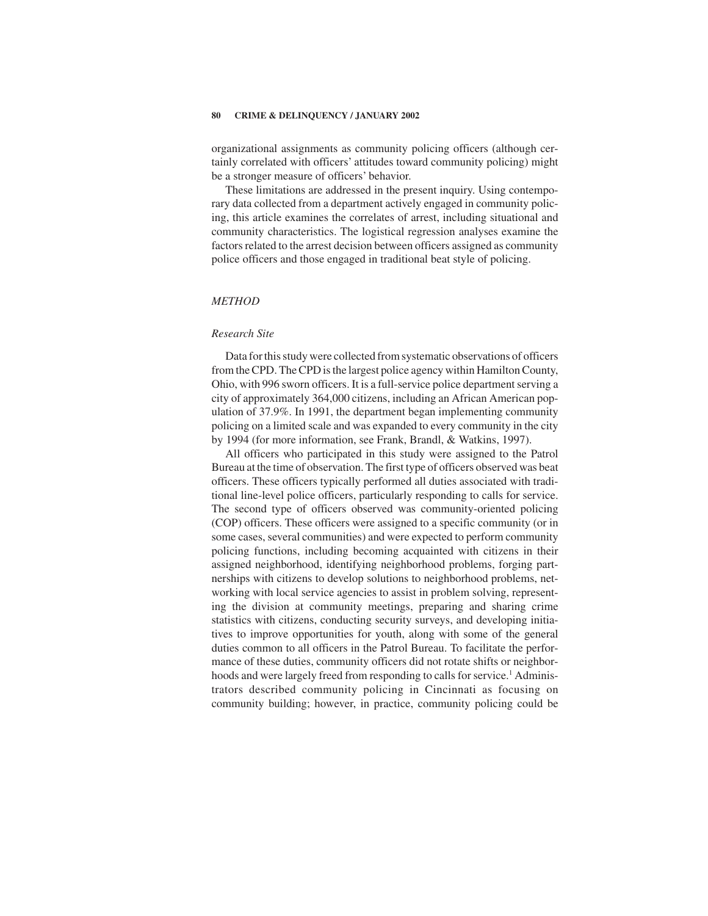organizational assignments as community policing officers (although certainly correlated with officers' attitudes toward community policing) might be a stronger measure of officers' behavior.

These limitations are addressed in the present inquiry. Using contemporary data collected from a department actively engaged in community policing, this article examines the correlates of arrest, including situational and community characteristics. The logistical regression analyses examine the factors related to the arrest decision between officers assigned as community police officers and those engaged in traditional beat style of policing.

## *METHOD*

### *Research Site*

Data for this study were collected from systematic observations of officers from the CPD. The CPD is the largest police agency within Hamilton County, Ohio, with 996 sworn officers. It is a full-service police department serving a city of approximately 364,000 citizens, including an African American population of 37.9%. In 1991, the department began implementing community policing on a limited scale and was expanded to every community in the city by 1994 (for more information, see Frank, Brandl, & Watkins, 1997).

All officers who participated in this study were assigned to the Patrol Bureau at the time of observation. The first type of officers observed was beat officers. These officers typically performed all duties associated with traditional line-level police officers, particularly responding to calls for service. The second type of officers observed was community-oriented policing (COP) officers. These officers were assigned to a specific community (or in some cases, several communities) and were expected to perform community policing functions, including becoming acquainted with citizens in their assigned neighborhood, identifying neighborhood problems, forging partnerships with citizens to develop solutions to neighborhood problems, networking with local service agencies to assist in problem solving, representing the division at community meetings, preparing and sharing crime statistics with citizens, conducting security surveys, and developing initiatives to improve opportunities for youth, along with some of the general duties common to all officers in the Patrol Bureau. To facilitate the performance of these duties, community officers did not rotate shifts or neighborhoods and were largely freed from responding to calls for service.[1] Administrators described community policing in Cincinnati as focusing on community building; however, in practice, community policing could be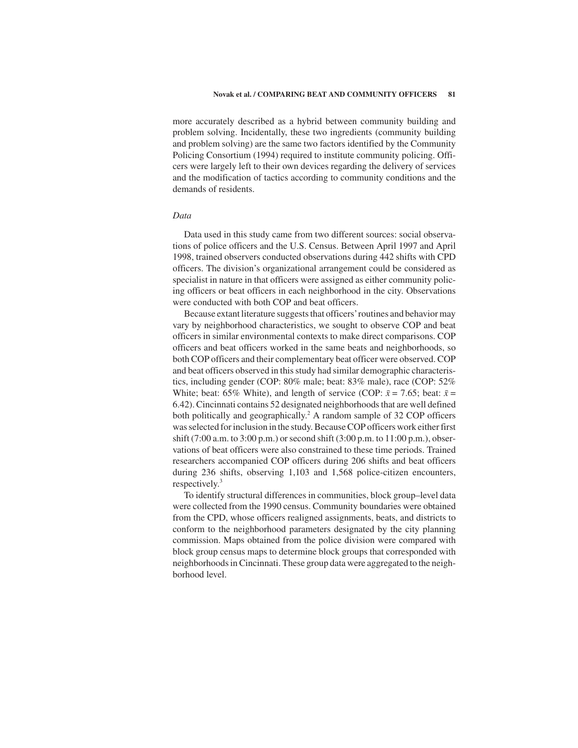more accurately described as a hybrid between community building and problem solving. Incidentally, these two ingredients (community building and problem solving) are the same two factors identified by the Community Policing Consortium (1994) required to institute community policing. Officers were largely left to their own devices regarding the delivery of services and the modification of tactics according to community conditions and the demands of residents.

### *Data*

Data used in this study came from two different sources: social observations of police officers and the U.S. Census. Between April 1997 and April 1998, trained observers conducted observations during 442 shifts with CPD officers. The division's organizational arrangement could be considered as specialist in nature in that officers were assigned as either community policing officers or beat officers in each neighborhood in the city. Observations were conducted with both COP and beat officers.

Because extant literature suggests that officers' routines and behavior may vary by neighborhood characteristics, we sought to observe COP and beat officers in similar environmental contexts to make direct comparisons. COP officers and beat officers worked in the same beats and neighborhoods, so both COP officers and their complementary beat officer were observed. COP and beat officers observed in this study had similar demographic characteristics, including gender (COP: 80% male; beat: 83% male), race (COP: 52% White; beat: 65% White), and length of service (COP: $\bar{x} = 7.65$; beat: $\bar{x} = 6.42$). Cincinnati contains 52 designated neighborhoods that are well defined both politically and geographically.[2] A random sample of 32 COP officers was selected for inclusion in the study. Because COP officers work either first shift (7:00 a.m. to 3:00 p.m.) or second shift (3:00 p.m. to 11:00 p.m.), observations of beat officers were also constrained to these time periods. Trained researchers accompanied COP officers during 206 shifts and beat officers during 236 shifts, observing 1,103 and 1,568 police-citizen encounters, respectively.[3]

To identify structural differences in communities, block group–level data were collected from the 1990 census. Community boundaries were obtained from the CPD, whose officers realigned assignments, beats, and districts to conform to the neighborhood parameters designated by the city planning commission. Maps obtained from the police division were compared with block group census maps to determine block groups that corresponded with neighborhoods in Cincinnati. These group data were aggregated to the neighborhood level.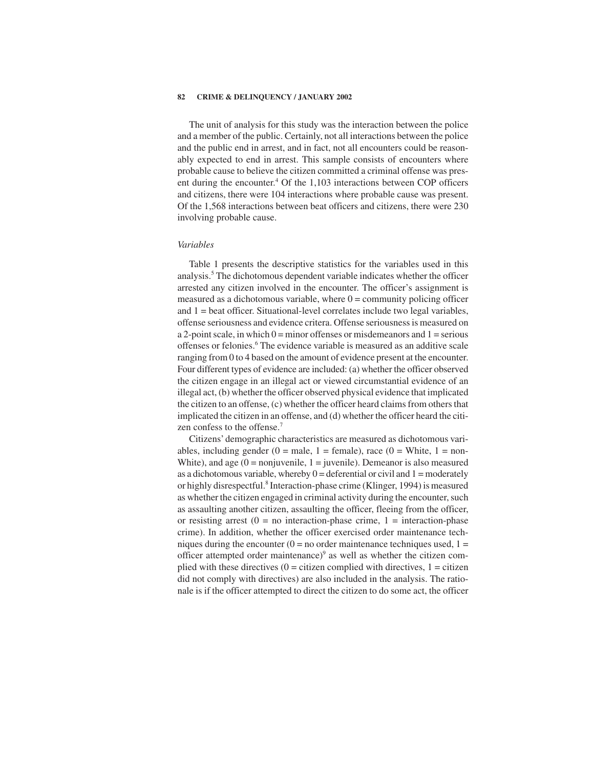The unit of analysis for this study was the interaction between the police and a member of the public. Certainly, not all interactions between the police and the public end in arrest, and in fact, not all encounters could be reasonably expected to end in arrest. This sample consists of encounters where probable cause to believe the citizen committed a criminal offense was present during the encounter.[4] Of the 1,103 interactions between COP officers and citizens, there were 104 interactions where probable cause was present. Of the 1,568 interactions between beat officers and citizens, there were 230 involving probable cause.

### *Variables*

Table 1 presents the descriptive statistics for the variables used in this analysis.[5] The dichotomous dependent variable indicates whether the officer arrested any citizen involved in the encounter. The officer's assignment is measured as a dichotomous variable, where 0 = community policing officer and 1 = beat officer. Situational-level correlates include two legal variables, offense seriousness and evidence critera. Offense seriousness is measured on a 2-point scale, in which 0 = minor offenses or misdemeanors and 1 = serious offenses or felonies.[6] The evidence variable is measured as an additive scale ranging from 0 to 4 based on the amount of evidence present at the encounter. Four different types of evidence are included: (a) whether the officer observed the citizen engage in an illegal act or viewed circumstantial evidence of an illegal act, (b) whether the officer observed physical evidence that implicated the citizen to an offense, (c) whether the officer heard claims from others that implicated the citizen in an offense, and (d) whether the officer heard the citizen confess to the offense.[7]

Citizens' demographic characteristics are measured as dichotomous variables, including gender (0 = male, 1 = female), race (0 = White, 1 = non-White), and age (0 = nonjuvenile, 1 = juvenile). Demeanor is also measured as a dichotomous variable, whereby 0 = deferential or civil and 1 = moderately or highly disrespectful.[8] Interaction-phase crime (Klinger, 1994) is measured as whether the citizen engaged in criminal activity during the encounter, such as assaulting another citizen, assaulting the officer, fleeing from the officer, or resisting arrest (0 = no interaction-phase crime, 1 = interaction-phase crime). In addition, whether the officer exercised order maintenance techniques during the encounter (0 = no order maintenance techniques used, 1 = officer attempted order maintenance)[9] as well as whether the citizen complied with these directives (0 = citizen complied with directives, 1 = citizen did not comply with directives) are also included in the analysis. The rationale is if the officer attempted to direct the citizen to do some act, the officer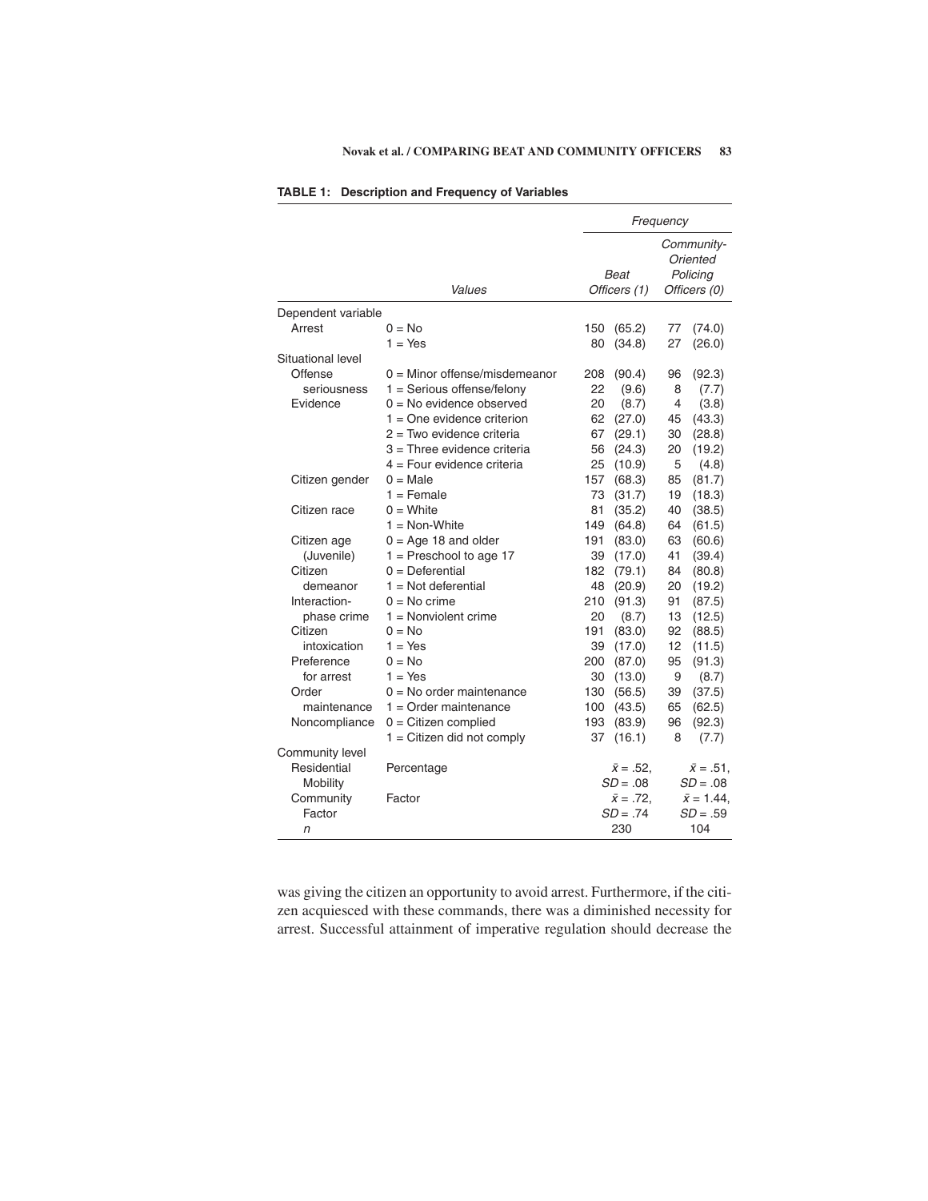**TABLE 1: Description and Frequency of Variables**

| | Values | Frequency | | | |
|---|---|---|---|---|---|
| | | *Beat Officers (1)* | | *Community-Oriented Policing Officers (0)* | |
| Dependent variable | | | | | |
| Arrest | 0 = No | 150 | (65.2) | 77 | (74.0) |
| | 1 = Yes | 80 | (34.8) | 27 | (26.0) |
| Situational level | | | | | |
| Offense seriousness | 0 = Minor offense/misdemeanor | 208 | (90.4) | 96 | (92.3) |
| | 1 = Serious offense/felony | 22 | (9.6) | 8 | (7.7) |
| Evidence | 0 = No evidence observed | 20 | (8.7) | 4 | (3.8) |
| | 1 = One evidence criterion | 62 | (27.0) | 45 | (43.3) |
| | 2 = Two evidence criteria | 67 | (29.1) | 30 | (28.8) |
| | 3 = Three evidence criteria | 56 | (24.3) | 20 | (19.2) |
| | 4 = Four evidence criteria | 25 | (10.9) | 5 | (4.8) |
| Citizen gender | 0 = Male | 157 | (68.3) | 85 | (81.7) |
| | 1 = Female | 73 | (31.7) | 19 | (18.3) |
| Citizen race | 0 = White | 81 | (35.2) | 40 | (38.5) |
| | 1 = Non-White | 149 | (64.8) | 64 | (61.5) |
| Citizen age (Juvenile) | 0 = Age 18 and older | 191 | (83.0) | 63 | (60.6) |
| | 1 = Preschool to age 17 | 39 | (17.0) | 41 | (39.4) |
| Citizen demeanor | 0 = Deferential | 182 | (79.1) | 84 | (80.8) |
| | 1 = Not deferential | 48 | (20.9) | 20 | (19.2) |
| Interaction-phase crime | 0 = No crime | 210 | (91.3) | 91 | (87.5) |
| | 1 = Nonviolent crime | 20 | (8.7) | 13 | (12.5) |
| Citizen intoxication | 0 = No | 191 | (83.0) | 92 | (88.5) |
| | 1 = Yes | 39 | (17.0) | 12 | (11.5) |
| Preference for arrest | 0 = No | 200 | (87.0) | 95 | (91.3) |
| | 1 = Yes | 30 | (13.0) | 9 | (8.7) |
| Order maintenance | 0 = No order maintenance | 130 | (56.5) | 39 | (37.5) |
| | 1 = Order maintenance | 100 | (43.5) | 65 | (62.5) |
| Noncompliance | 0 = Citizen complied | 193 | (83.9) | 96 | (92.3) |
| | 1 = Citizen did not comply | 37 | (16.1) | 8 | (7.7) |
| Community level | | | | | |
| Residential Mobility | Percentage | $\bar{x}$ = .52, *SD* = .08 | | $\bar{x}$ = .51, *SD* = .08 | |
| Community Factor | Factor | $\bar{x}$ = .72, *SD* = .74 | | $\bar{x}$ = 1.44, *SD* = .59 | |
| *n* | | 230 | | 104 | |

was giving the citizen an opportunity to avoid arrest. Furthermore, if the citizen acquiesced with these commands, there was a diminished necessity for arrest. Successful attainment of imperative regulation should decrease the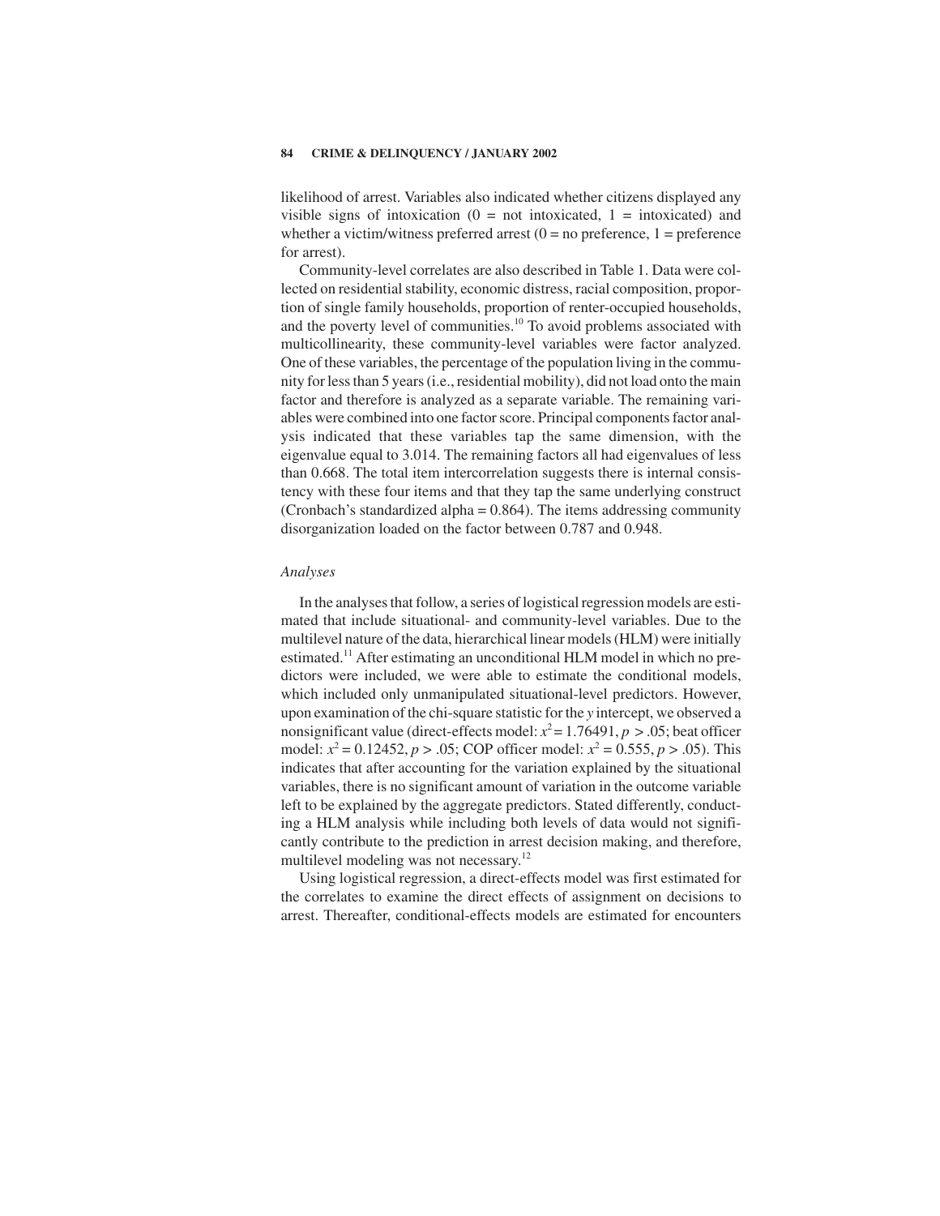likelihood of arrest. Variables also indicated whether citizens displayed any visible signs of intoxication (0 = not intoxicated, 1 = intoxicated) and whether a victim/witness preferred arrest (0 = no preference, 1 = preference for arrest).

Community-level correlates are also described in Table 1. Data were collected on residential stability, economic distress, racial composition, proportion of single family households, proportion of renter-occupied households, and the poverty level of communities.[10] To avoid problems associated with multicollinearity, these community-level variables were factor analyzed. One of these variables, the percentage of the population living in the community for less than 5 years (i.e., residential mobility), did not load onto the main factor and therefore is analyzed as a separate variable. The remaining variables were combined into one factor score. Principal components factor analysis indicated that these variables tap the same dimension, with the eigenvalue equal to 3.014. The remaining factors all had eigenvalues of less than 0.668. The total item intercorrelation suggests there is internal consistency with these four items and that they tap the same underlying construct (Cronbach's standardized alpha = 0.864). The items addressing community disorganization loaded on the factor between 0.787 and 0.948.

### *Analyses*

In the analyses that follow, a series of logistical regression models are estimated that include situational- and community-level variables. Due to the multilevel nature of the data, hierarchical linear models (HLM) were initially estimated.[11] After estimating an unconditional HLM model in which no predictors were included, we were able to estimate the conditional models, which included only unmanipulated situational-level predictors. However, upon examination of the chi-square statistic for the *y* intercept, we observed a nonsignificant value (direct-effects model: $x^2 = 1.76491$, $p > .05$; beat officer model: $x^2 = 0.12452$, $p > .05$; COP officer model: $x^2 = 0.555$, $p > .05$). This indicates that after accounting for the variation explained by the situational variables, there is no significant amount of variation in the outcome variable left to be explained by the aggregate predictors. Stated differently, conducting a HLM analysis while including both levels of data would not significantly contribute to the prediction in arrest decision making, and therefore, multilevel modeling was not necessary.[12]

Using logistical regression, a direct-effects model was first estimated for the correlates to examine the direct effects of assignment on decisions to arrest. Thereafter, conditional-effects models are estimated for encounters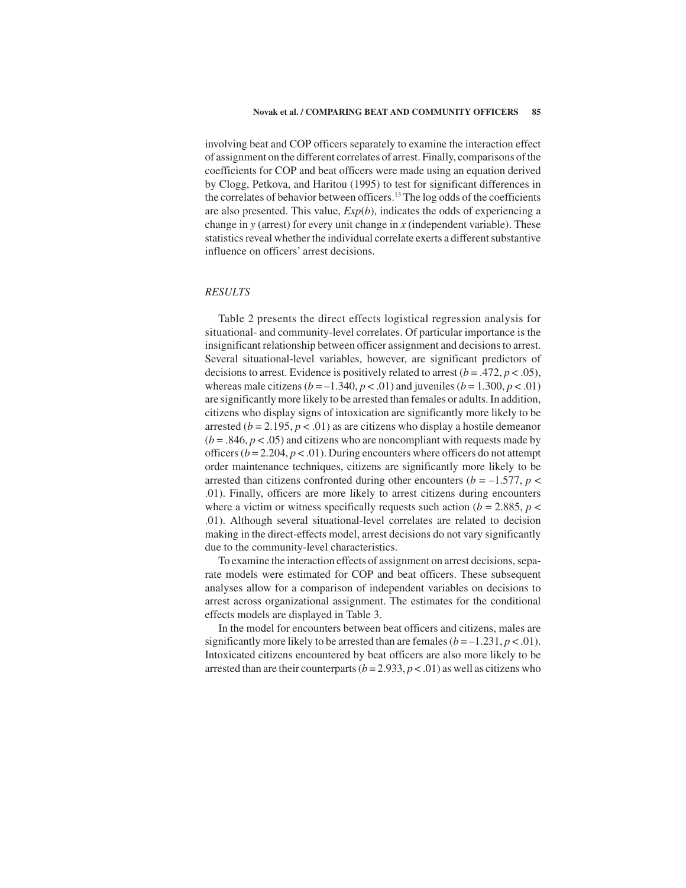involving beat and COP officers separately to examine the interaction effect of assignment on the different correlates of arrest. Finally, comparisons of the coefficients for COP and beat officers were made using an equation derived by Clogg, Petkova, and Haritou (1995) to test for significant differences in the correlates of behavior between officers.[13] The log odds of the coefficients are also presented. This value, *Exp*(*b*), indicates the odds of experiencing a change in *y* (arrest) for every unit change in *x* (independent variable). These statistics reveal whether the individual correlate exerts a different substantive influence on officers' arrest decisions.

## *RESULTS*

Table 2 presents the direct effects logistical regression analysis for situational- and community-level correlates. Of particular importance is the insignificant relationship between officer assignment and decisions to arrest. Several situational-level variables, however, are significant predictors of decisions to arrest. Evidence is positively related to arrest ($b = .472$, $p < .05$), whereas male citizens ($b = –1.340$, $p < .01$) and juveniles ($b = 1.300$, $p < .01$) are significantly more likely to be arrested than females or adults. In addition, citizens who display signs of intoxication are significantly more likely to be arrested ($b = 2.195$, $p < .01$) as are citizens who display a hostile demeanor ($b = .846$, $p < .05$) and citizens who are noncompliant with requests made by officers ($b = 2.204$, $p < .01$). During encounters where officers do not attempt order maintenance techniques, citizens are significantly more likely to be arrested than citizens confronted during other encounters ($b = –1.577$, $p < .01$). Finally, officers are more likely to arrest citizens during encounters where a victim or witness specifically requests such action ($b = 2.885$, $p < .01$). Although several situational-level correlates are related to decision making in the direct-effects model, arrest decisions do not vary significantly due to the community-level characteristics.

To examine the interaction effects of assignment on arrest decisions, separate models were estimated for COP and beat officers. These subsequent analyses allow for a comparison of independent variables on decisions to arrest across organizational assignment. The estimates for the conditional effects models are displayed in Table 3.

In the model for encounters between beat officers and citizens, males are significantly more likely to be arrested than are females ($b = –1.231$, $p < .01$). Intoxicated citizens encountered by beat officers are also more likely to be arrested than are their counterparts ($b = 2.933$, $p < .01$) as well as citizens who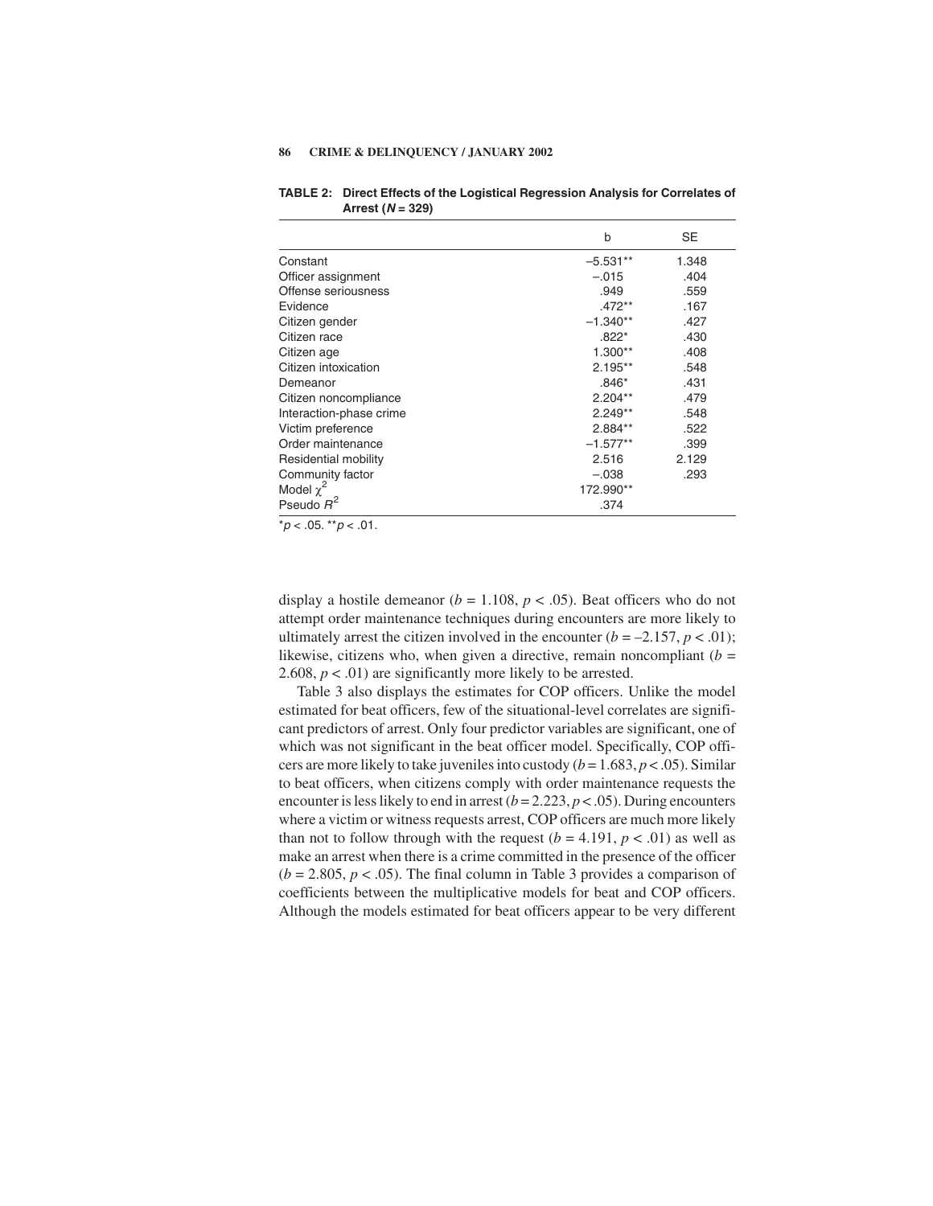**TABLE 2: Direct Effects of the Logistical Regression Analysis for Correlates of Arrest ($N$ = 329)**

| | b | SE |
|---|---|---|
| Constant | –5.531** | 1.348 |
| Officer assignment | –.015 | .404 |
| Offense seriousness | .949 | .559 |
| Evidence | .472** | .167 |
| Citizen gender | –1.340** | .427 |
| Citizen race | .822* | .430 |
| Citizen age | 1.300** | .408 |
| Citizen intoxication | 2.195** | .548 |
| Demeanor | .846* | .431 |
| Citizen noncompliance | 2.204** | .479 |
| Interaction-phase crime | 2.249** | .548 |
| Victim preference | 2.884** | .522 |
| Order maintenance | –1.577** | .399 |
| Residential mobility | 2.516 | 2.129 |
| Community factor | –.038 | .293 |
| Model $\chi^2$ | 172.990** | |
| Pseudo $R^2$ | .374 | |

*$p < .05$. **$p < .01$.

display a hostile demeanor ($b = 1.108$, $p < .05$). Beat officers who do not attempt order maintenance techniques during encounters are more likely to ultimately arrest the citizen involved in the encounter ($b = –2.157$, $p < .01$); likewise, citizens who, when given a directive, remain noncompliant ($b = 2.608$, $p < .01$) are significantly more likely to be arrested.

Table 3 also displays the estimates for COP officers. Unlike the model estimated for beat officers, few of the situational-level correlates are significant predictors of arrest. Only four predictor variables are significant, one of which was not significant in the beat officer model. Specifically, COP officers are more likely to take juveniles into custody ($b = 1.683$, $p < .05$). Similar to beat officers, when citizens comply with order maintenance requests the encounter is less likely to end in arrest ($b = 2.223$, $p < .05$). During encounters where a victim or witness requests arrest, COP officers are much more likely than not to follow through with the request ($b = 4.191$, $p < .01$) as well as make an arrest when there is a crime committed in the presence of the officer ($b = 2.805$, $p < .05$). The final column in Table 3 provides a comparison of coefficients between the multiplicative models for beat and COP officers. Although the models estimated for beat officers appear to be very different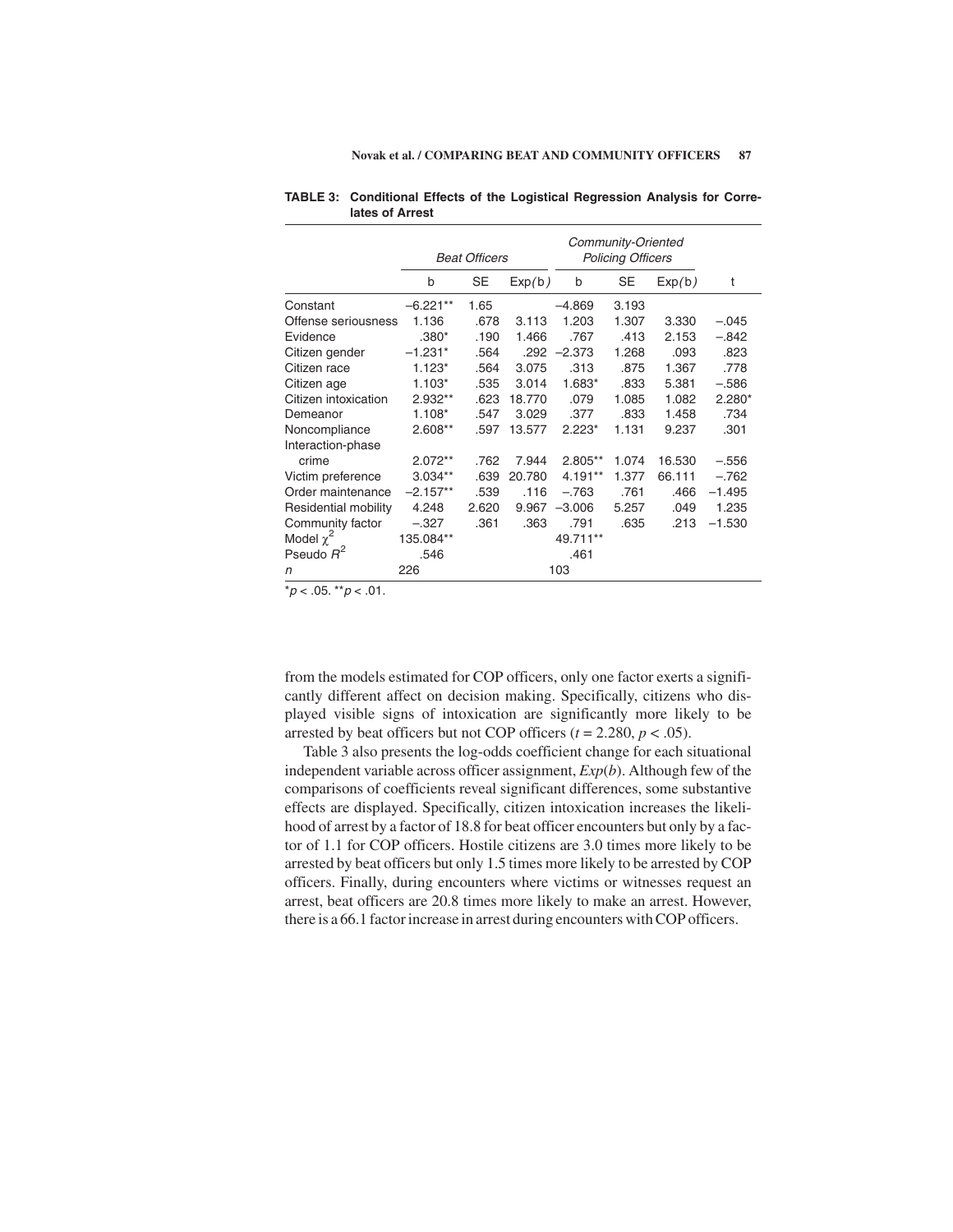**TABLE 3: Conditional Effects of the Logistical Regression Analysis for Correlates of Arrest**

| | *Beat Officers* | | | *Community-Oriented Policing Officers* | | | |
|---|---|---|---|---|---|---|---|
| | b | SE | Exp(*b*) | b | SE | Exp(*b*) | t |
| Constant | −6.221** | 1.65 | | −4.869 | 3.193 | | |
| Offense seriousness | 1.136 | .678 | 3.113 | 1.203 | 1.307 | 3.330 | −.045 |
| Evidence | .380* | .190 | 1.466 | .767 | .413 | 2.153 | −.842 |
| Citizen gender | −1.231* | .564 | .292 | −2.373 | 1.268 | .093 | .823 |
| Citizen race | 1.123* | .564 | 3.075 | .313 | .875 | 1.367 | .778 |
| Citizen age | 1.103* | .535 | 3.014 | 1.683* | .833 | 5.381 | −.586 |
| Citizen intoxication | 2.932** | .623 | 18.770 | .079 | 1.085 | 1.082 | 2.280* |
| Demeanor | 1.108* | .547 | 3.029 | .377 | .833 | 1.458 | .734 |
| Noncompliance | 2.608** | .597 | 13.577 | 2.223* | 1.131 | 9.237 | .301 |
| Interaction-phase crime | 2.072** | .762 | 7.944 | 2.805** | 1.074 | 16.530 | −.556 |
| Victim preference | 3.034** | .639 | 20.780 | 4.191** | 1.377 | 66.111 | −.762 |
| Order maintenance | −2.157** | .539 | .116 | −.763 | .761 | .466 | −1.495 |
| Residential mobility | 4.248 | 2.620 | 9.967 | −3.006 | 5.257 | .049 | 1.235 |
| Community factor | −.327 | .361 | .363 | .791 | .635 | .213 | −1.530 |
| Model $\chi^2$ | 135.084** | | | 49.711** | | | |
| Pseudo $R^2$ | .546 | | | .461 | | | |
| *n* | 226 | | | 103 | | | |

*$p < .05$. **$p < .01$.

from the models estimated for COP officers, only one factor exerts a significantly different affect on decision making. Specifically, citizens who displayed visible signs of intoxication are significantly more likely to be arrested by beat officers but not COP officers ($t = 2.280$, $p < .05$).

Table 3 also presents the log-odds coefficient change for each situational independent variable across officer assignment, *Exp*(*b*). Although few of the comparisons of coefficients reveal significant differences, some substantive effects are displayed. Specifically, citizen intoxication increases the likelihood of arrest by a factor of 18.8 for beat officer encounters but only by a factor of 1.1 for COP officers. Hostile citizens are 3.0 times more likely to be arrested by beat officers but only 1.5 times more likely to be arrested by COP officers. Finally, during encounters where victims or witnesses request an arrest, beat officers are 20.8 times more likely to make an arrest. However, there is a 66.1 factor increase in arrest during encounters with COP officers.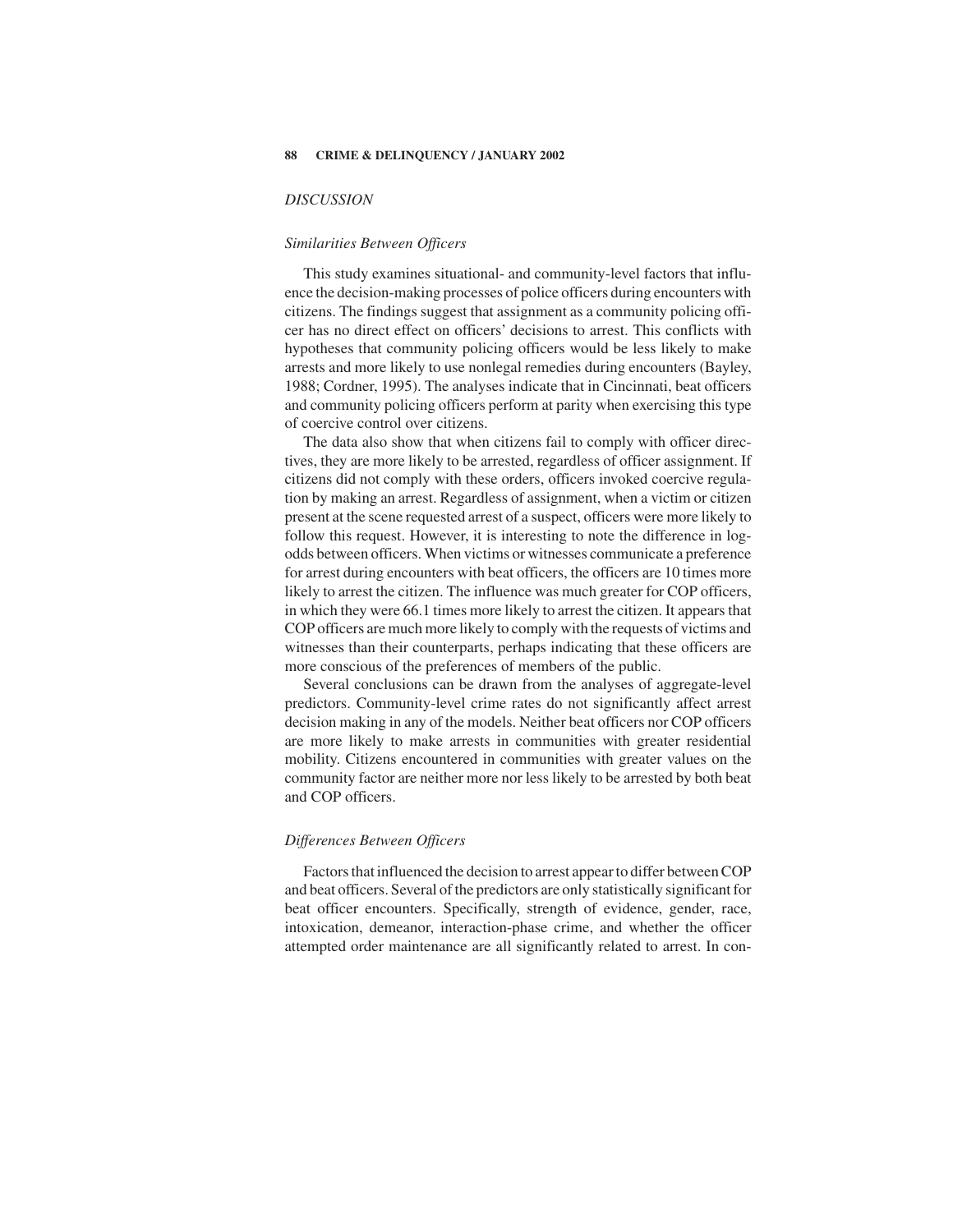## *DISCUSSION*

### *Similarities Between Officers*

This study examines situational- and community-level factors that influence the decision-making processes of police officers during encounters with citizens. The findings suggest that assignment as a community policing officer has no direct effect on officers' decisions to arrest. This conflicts with hypotheses that community policing officers would be less likely to make arrests and more likely to use nonlegal remedies during encounters (Bayley, 1988; Cordner, 1995). The analyses indicate that in Cincinnati, beat officers and community policing officers perform at parity when exercising this type of coercive control over citizens.

The data also show that when citizens fail to comply with officer directives, they are more likely to be arrested, regardless of officer assignment. If citizens did not comply with these orders, officers invoked coercive regulation by making an arrest. Regardless of assignment, when a victim or citizen present at the scene requested arrest of a suspect, officers were more likely to follow this request. However, it is interesting to note the difference in log-odds between officers. When victims or witnesses communicate a preference for arrest during encounters with beat officers, the officers are 10 times more likely to arrest the citizen. The influence was much greater for COP officers, in which they were 66.1 times more likely to arrest the citizen. It appears that COP officers are much more likely to comply with the requests of victims and witnesses than their counterparts, perhaps indicating that these officers are more conscious of the preferences of members of the public.

Several conclusions can be drawn from the analyses of aggregate-level predictors. Community-level crime rates do not significantly affect arrest decision making in any of the models. Neither beat officers nor COP officers are more likely to make arrests in communities with greater residential mobility. Citizens encountered in communities with greater values on the community factor are neither more nor less likely to be arrested by both beat and COP officers.

### *Differences Between Officers*

Factors that influenced the decision to arrest appear to differ between COP and beat officers. Several of the predictors are only statistically significant for beat officer encounters. Specifically, strength of evidence, gender, race, intoxication, demeanor, interaction-phase crime, and whether the officer attempted order maintenance are all significantly related to arrest. In con-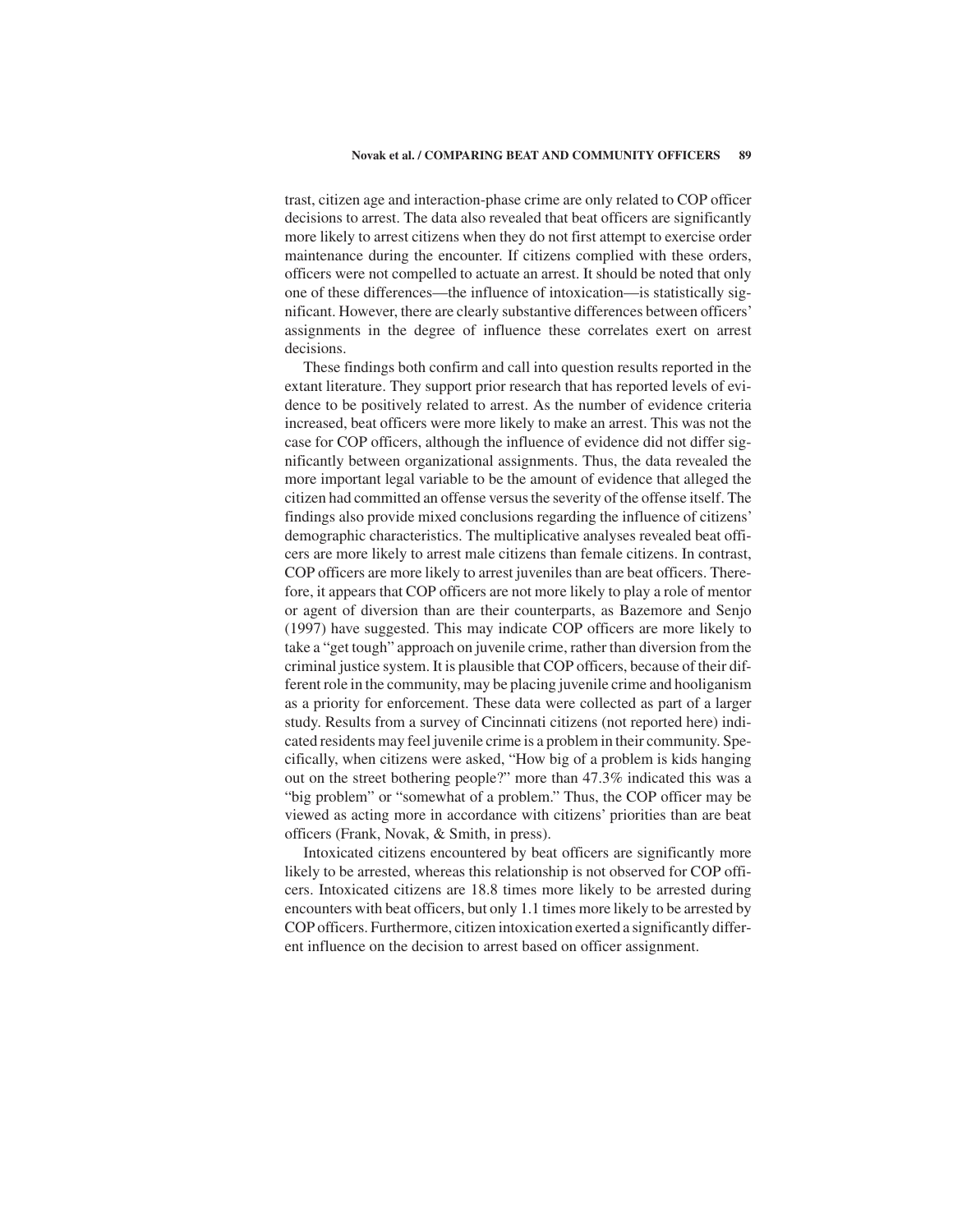trast, citizen age and interaction-phase crime are only related to COP officer decisions to arrest. The data also revealed that beat officers are significantly more likely to arrest citizens when they do not first attempt to exercise order maintenance during the encounter. If citizens complied with these orders, officers were not compelled to actuate an arrest. It should be noted that only one of these differences—the influence of intoxication—is statistically significant. However, there are clearly substantive differences between officers' assignments in the degree of influence these correlates exert on arrest decisions.

These findings both confirm and call into question results reported in the extant literature. They support prior research that has reported levels of evidence to be positively related to arrest. As the number of evidence criteria increased, beat officers were more likely to make an arrest. This was not the case for COP officers, although the influence of evidence did not differ significantly between organizational assignments. Thus, the data revealed the more important legal variable to be the amount of evidence that alleged the citizen had committed an offense versus the severity of the offense itself. The findings also provide mixed conclusions regarding the influence of citizens' demographic characteristics. The multiplicative analyses revealed beat officers are more likely to arrest male citizens than female citizens. In contrast, COP officers are more likely to arrest juveniles than are beat officers. Therefore, it appears that COP officers are not more likely to play a role of mentor or agent of diversion than are their counterparts, as Bazemore and Senjo (1997) have suggested. This may indicate COP officers are more likely to take a "get tough" approach on juvenile crime, rather than diversion from the criminal justice system. It is plausible that COP officers, because of their different role in the community, may be placing juvenile crime and hooliganism as a priority for enforcement. These data were collected as part of a larger study. Results from a survey of Cincinnati citizens (not reported here) indicated residents may feel juvenile crime is a problem in their community. Specifically, when citizens were asked, "How big of a problem is kids hanging out on the street bothering people?" more than 47.3% indicated this was a "big problem" or "somewhat of a problem." Thus, the COP officer may be viewed as acting more in accordance with citizens' priorities than are beat officers (Frank, Novak, & Smith, in press).

Intoxicated citizens encountered by beat officers are significantly more likely to be arrested, whereas this relationship is not observed for COP officers. Intoxicated citizens are 18.8 times more likely to be arrested during encounters with beat officers, but only 1.1 times more likely to be arrested by COP officers. Furthermore, citizen intoxication exerted a significantly different influence on the decision to arrest based on officer assignment.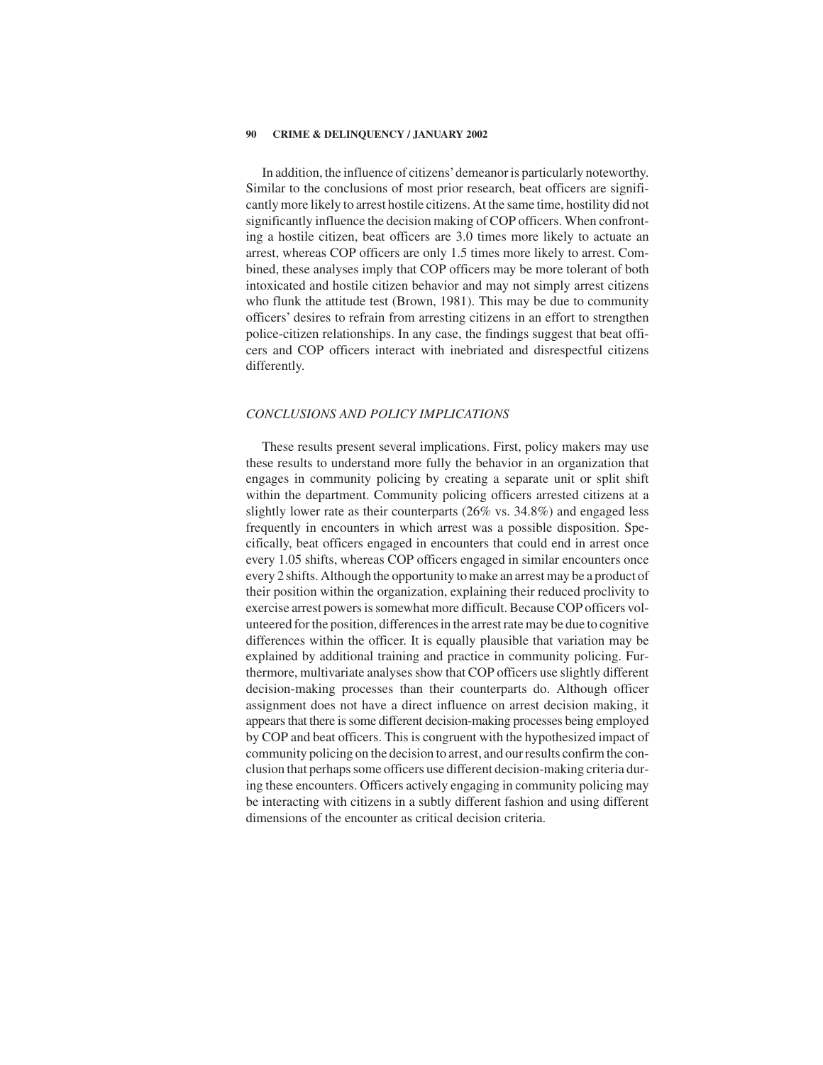In addition, the influence of citizens' demeanor is particularly noteworthy. Similar to the conclusions of most prior research, beat officers are significantly more likely to arrest hostile citizens. At the same time, hostility did not significantly influence the decision making of COP officers. When confronting a hostile citizen, beat officers are 3.0 times more likely to actuate an arrest, whereas COP officers are only 1.5 times more likely to arrest. Combined, these analyses imply that COP officers may be more tolerant of both intoxicated and hostile citizen behavior and may not simply arrest citizens who flunk the attitude test (Brown, 1981). This may be due to community officers' desires to refrain from arresting citizens in an effort to strengthen police-citizen relationships. In any case, the findings suggest that beat officers and COP officers interact with inebriated and disrespectful citizens differently.

## *CONCLUSIONS AND POLICY IMPLICATIONS*

These results present several implications. First, policy makers may use these results to understand more fully the behavior in an organization that engages in community policing by creating a separate unit or split shift within the department. Community policing officers arrested citizens at a slightly lower rate as their counterparts (26% vs. 34.8%) and engaged less frequently in encounters in which arrest was a possible disposition. Specifically, beat officers engaged in encounters that could end in arrest once every 1.05 shifts, whereas COP officers engaged in similar encounters once every 2 shifts. Although the opportunity to make an arrest may be a product of their position within the organization, explaining their reduced proclivity to exercise arrest powers is somewhat more difficult. Because COP officers volunteered for the position, differences in the arrest rate may be due to cognitive differences within the officer. It is equally plausible that variation may be explained by additional training and practice in community policing. Furthermore, multivariate analyses show that COP officers use slightly different decision-making processes than their counterparts do. Although officer assignment does not have a direct influence on arrest decision making, it appears that there is some different decision-making processes being employed by COP and beat officers. This is congruent with the hypothesized impact of community policing on the decision to arrest, and our results confirm the conclusion that perhaps some officers use different decision-making criteria during these encounters. Officers actively engaging in community policing may be interacting with citizens in a subtly different fashion and using different dimensions of the encounter as critical decision criteria.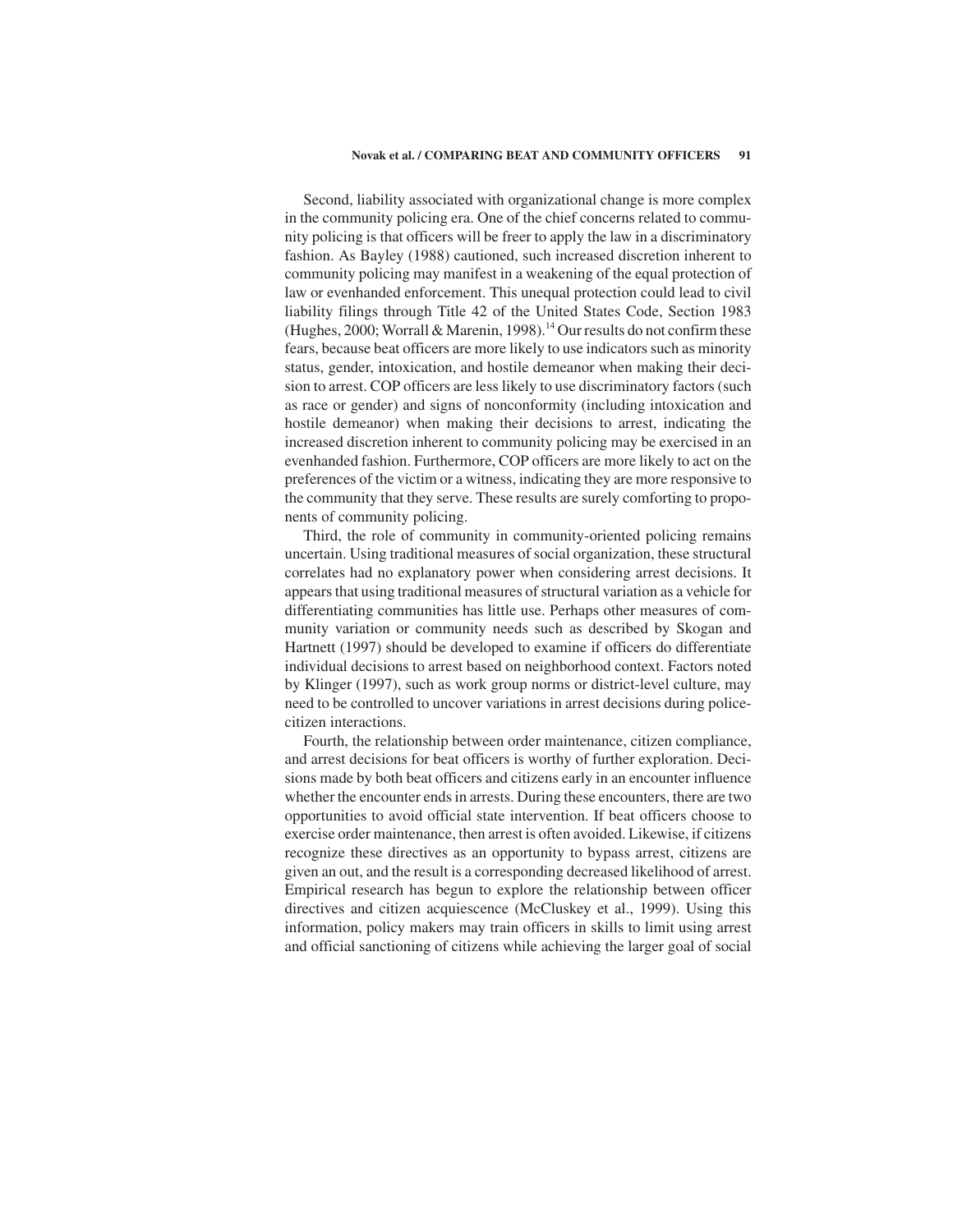Second, liability associated with organizational change is more complex in the community policing era. One of the chief concerns related to community policing is that officers will be freer to apply the law in a discriminatory fashion. As Bayley (1988) cautioned, such increased discretion inherent to community policing may manifest in a weakening of the equal protection of law or evenhanded enforcement. This unequal protection could lead to civil liability filings through Title 42 of the United States Code, Section 1983 (Hughes, 2000; Worrall & Marenin, 1998).[14] Our results do not confirm these fears, because beat officers are more likely to use indicators such as minority status, gender, intoxication, and hostile demeanor when making their decision to arrest. COP officers are less likely to use discriminatory factors (such as race or gender) and signs of nonconformity (including intoxication and hostile demeanor) when making their decisions to arrest, indicating the increased discretion inherent to community policing may be exercised in an evenhanded fashion. Furthermore, COP officers are more likely to act on the preferences of the victim or a witness, indicating they are more responsive to the community that they serve. These results are surely comforting to proponents of community policing.

Third, the role of community in community-oriented policing remains uncertain. Using traditional measures of social organization, these structural correlates had no explanatory power when considering arrest decisions. It appears that using traditional measures of structural variation as a vehicle for differentiating communities has little use. Perhaps other measures of community variation or community needs such as described by Skogan and Hartnett (1997) should be developed to examine if officers do differentiate individual decisions to arrest based on neighborhood context. Factors noted by Klinger (1997), such as work group norms or district-level culture, may need to be controlled to uncover variations in arrest decisions during police-citizen interactions.

Fourth, the relationship between order maintenance, citizen compliance, and arrest decisions for beat officers is worthy of further exploration. Decisions made by both beat officers and citizens early in an encounter influence whether the encounter ends in arrests. During these encounters, there are two opportunities to avoid official state intervention. If beat officers choose to exercise order maintenance, then arrest is often avoided. Likewise, if citizens recognize these directives as an opportunity to bypass arrest, citizens are given an out, and the result is a corresponding decreased likelihood of arrest. Empirical research has begun to explore the relationship between officer directives and citizen acquiescence (McCluskey et al., 1999). Using this information, policy makers may train officers in skills to limit using arrest and official sanctioning of citizens while achieving the larger goal of social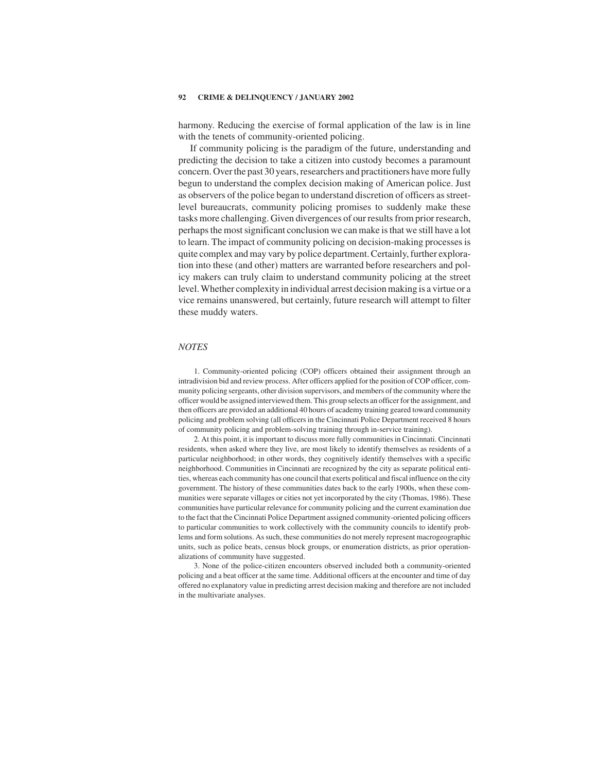harmony. Reducing the exercise of formal application of the law is in line with the tenets of community-oriented policing.

If community policing is the paradigm of the future, understanding and predicting the decision to take a citizen into custody becomes a paramount concern. Over the past 30 years, researchers and practitioners have more fully begun to understand the complex decision making of American police. Just as observers of the police began to understand discretion of officers as street-level bureaucrats, community policing promises to suddenly make these tasks more challenging. Given divergences of our results from prior research, perhaps the most significant conclusion we can make is that we still have a lot to learn. The impact of community policing on decision-making processes is quite complex and may vary by police department. Certainly, further exploration into these (and other) matters are warranted before researchers and policy makers can truly claim to understand community policing at the street level. Whether complexity in individual arrest decision making is a virtue or a vice remains unanswered, but certainly, future research will attempt to filter these muddy waters.

## *NOTES*

1. Community-oriented policing (COP) officers obtained their assignment through an intradivision bid and review process. After officers applied for the position of COP officer, community policing sergeants, other division supervisors, and members of the community where the officer would be assigned interviewed them. This group selects an officer for the assignment, and then officers are provided an additional 40 hours of academy training geared toward community policing and problem solving (all officers in the Cincinnati Police Department received 8 hours of community policing and problem-solving training through in-service training).

2. At this point, it is important to discuss more fully communities in Cincinnati. Cincinnati residents, when asked where they live, are most likely to identify themselves as residents of a particular neighborhood; in other words, they cognitively identify themselves with a specific neighborhood. Communities in Cincinnati are recognized by the city as separate political entities, whereas each community has one council that exerts political and fiscal influence on the city government. The history of these communities dates back to the early 1900s, when these communities were separate villages or cities not yet incorporated by the city (Thomas, 1986). These communities have particular relevance for community policing and the current examination due to the fact that the Cincinnati Police Department assigned community-oriented policing officers to particular communities to work collectively with the community councils to identify problems and form solutions. As such, these communities do not merely represent macrogeographic units, such as police beats, census block groups, or enumeration districts, as prior operationalizations of community have suggested.

3. None of the police-citizen encounters observed included both a community-oriented policing and a beat officer at the same time. Additional officers at the encounter and time of day offered no explanatory value in predicting arrest decision making and therefore are not included in the multivariate analyses.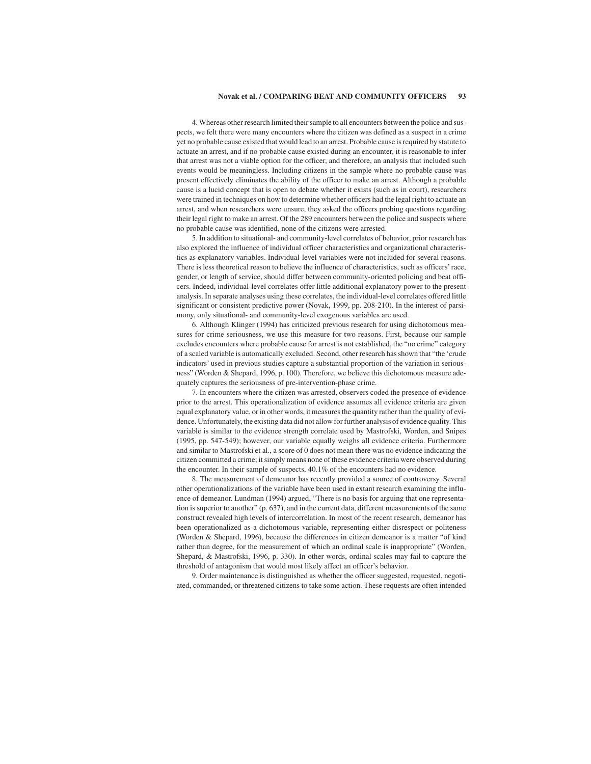4. Whereas other research limited their sample to all encounters between the police and suspects, we felt there were many encounters where the citizen was defined as a suspect in a crime yet no probable cause existed that would lead to an arrest. Probable cause is required by statute to actuate an arrest, and if no probable cause existed during an encounter, it is reasonable to infer that arrest was not a viable option for the officer, and therefore, an analysis that included such events would be meaningless. Including citizens in the sample where no probable cause was present effectively eliminates the ability of the officer to make an arrest. Although a probable cause is a lucid concept that is open to debate whether it exists (such as in court), researchers were trained in techniques on how to determine whether officers had the legal right to actuate an arrest, and when researchers were unsure, they asked the officers probing questions regarding their legal right to make an arrest. Of the 289 encounters between the police and suspects where no probable cause was identified, none of the citizens were arrested.

5. In addition to situational- and community-level correlates of behavior, prior research has also explored the influence of individual officer characteristics and organizational characteristics as explanatory variables. Individual-level variables were not included for several reasons. There is less theoretical reason to believe the influence of characteristics, such as officers' race, gender, or length of service, should differ between community-oriented policing and beat officers. Indeed, individual-level correlates offer little additional explanatory power to the present analysis. In separate analyses using these correlates, the individual-level correlates offered little significant or consistent predictive power (Novak, 1999, pp. 208-210). In the interest of parsimony, only situational- and community-level exogenous variables are used.

6. Although Klinger (1994) has criticized previous research for using dichotomous measures for crime seriousness, we use this measure for two reasons. First, because our sample excludes encounters where probable cause for arrest is not established, the "no crime" category of a scaled variable is automatically excluded. Second, other research has shown that "the 'crude indicators' used in previous studies capture a substantial proportion of the variation in seriousness" (Worden & Shepard, 1996, p. 100). Therefore, we believe this dichotomous measure adequately captures the seriousness of pre-intervention-phase crime.

7. In encounters where the citizen was arrested, observers coded the presence of evidence prior to the arrest. This operationalization of evidence assumes all evidence criteria are given equal explanatory value, or in other words, it measures the quantity rather than the quality of evidence. Unfortunately, the existing data did not allow for further analysis of evidence quality. This variable is similar to the evidence strength correlate used by Mastrofski, Worden, and Snipes (1995, pp. 547-549); however, our variable equally weighs all evidence criteria. Furthermore and similar to Mastrofski et al., a score of 0 does not mean there was no evidence indicating the citizen committed a crime; it simply means none of these evidence criteria were observed during the encounter. In their sample of suspects, 40.1% of the encounters had no evidence.

8. The measurement of demeanor has recently provided a source of controversy. Several other operationalizations of the variable have been used in extant research examining the influence of demeanor. Lundman (1994) argued, "There is no basis for arguing that one representation is superior to another" (p. 637), and in the current data, different measurements of the same construct revealed high levels of intercorrelation. In most of the recent research, demeanor has been operationalized as a dichotomous variable, representing either disrespect or politeness (Worden & Shepard, 1996), because the differences in citizen demeanor is a matter "of kind rather than degree, for the measurement of which an ordinal scale is inappropriate" (Worden, Shepard, & Mastrofski, 1996, p. 330). In other words, ordinal scales may fail to capture the threshold of antagonism that would most likely affect an officer's behavior.

9. Order maintenance is distinguished as whether the officer suggested, requested, negotiated, commanded, or threatened citizens to take some action. These requests are often intended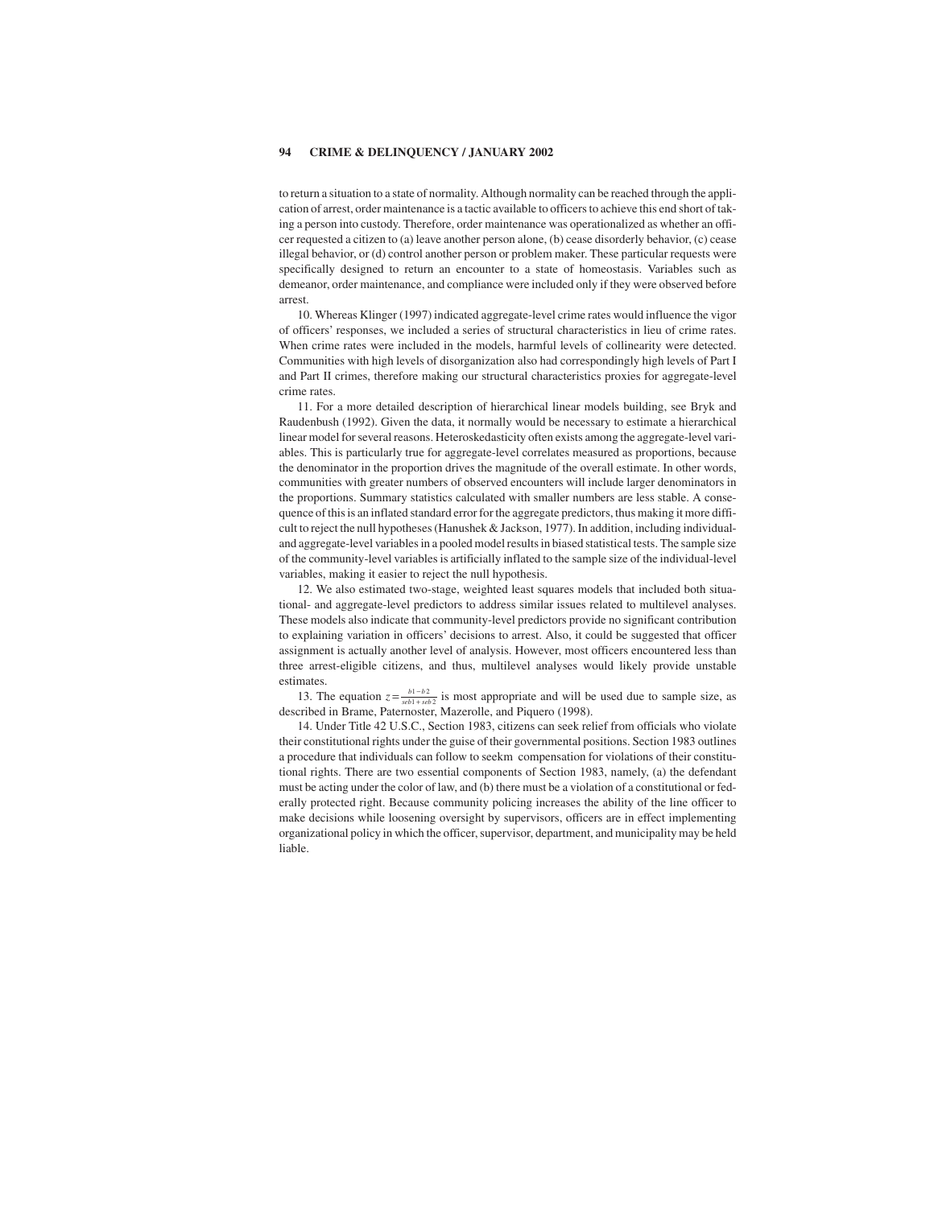to return a situation to a state of normality. Although normality can be reached through the application of arrest, order maintenance is a tactic available to officers to achieve this end short of taking a person into custody. Therefore, order maintenance was operationalized as whether an officer requested a citizen to (a) leave another person alone, (b) cease disorderly behavior, (c) cease illegal behavior, or (d) control another person or problem maker. These particular requests were specifically designed to return an encounter to a state of homeostasis. Variables such as demeanor, order maintenance, and compliance were included only if they were observed before arrest.

10. Whereas Klinger (1997) indicated aggregate-level crime rates would influence the vigor of officers' responses, we included a series of structural characteristics in lieu of crime rates. When crime rates were included in the models, harmful levels of collinearity were detected. Communities with high levels of disorganization also had correspondingly high levels of Part I and Part II crimes, therefore making our structural characteristics proxies for aggregate-level crime rates.

11. For a more detailed description of hierarchical linear models building, see Bryk and Raudenbush (1992). Given the data, it normally would be necessary to estimate a hierarchical linear model for several reasons. Heteroskedasticity often exists among the aggregate-level variables. This is particularly true for aggregate-level correlates measured as proportions, because the denominator in the proportion drives the magnitude of the overall estimate. In other words, communities with greater numbers of observed encounters will include larger denominators in the proportions. Summary statistics calculated with smaller numbers are less stable. A consequence of this is an inflated standard error for the aggregate predictors, thus making it more difficult to reject the null hypotheses (Hanushek & Jackson, 1977). In addition, including individual- and aggregate-level variables in a pooled model results in biased statistical tests. The sample size of the community-level variables is artificially inflated to the sample size of the individual-level variables, making it easier to reject the null hypothesis.

12. We also estimated two-stage, weighted least squares models that included both situational- and aggregate-level predictors to address similar issues related to multilevel analyses. These models also indicate that community-level predictors provide no significant contribution to explaining variation in officers' decisions to arrest. Also, it could be suggested that officer assignment is actually another level of analysis. However, most officers encountered less than three arrest-eligible citizens, and thus, multilevel analyses would likely provide unstable estimates.

13. The equation $z = \frac{b1 - b2}{seb1 + seb2}$ is most appropriate and will be used due to sample size, as described in Brame, Paternoster, Mazerolle, and Piquero (1998).

14. Under Title 42 U.S.C., Section 1983, citizens can seek relief from officials who violate their constitutional rights under the guise of their governmental positions. Section 1983 outlines a procedure that individuals can follow to seekm compensation for violations of their constitutional rights. There are two essential components of Section 1983, namely, (a) the defendant must be acting under the color of law, and (b) there must be a violation of a constitutional or federally protected right. Because community policing increases the ability of the line officer to make decisions while loosening oversight by supervisors, officers are in effect implementing organizational policy in which the officer, supervisor, department, and municipality may be held liable.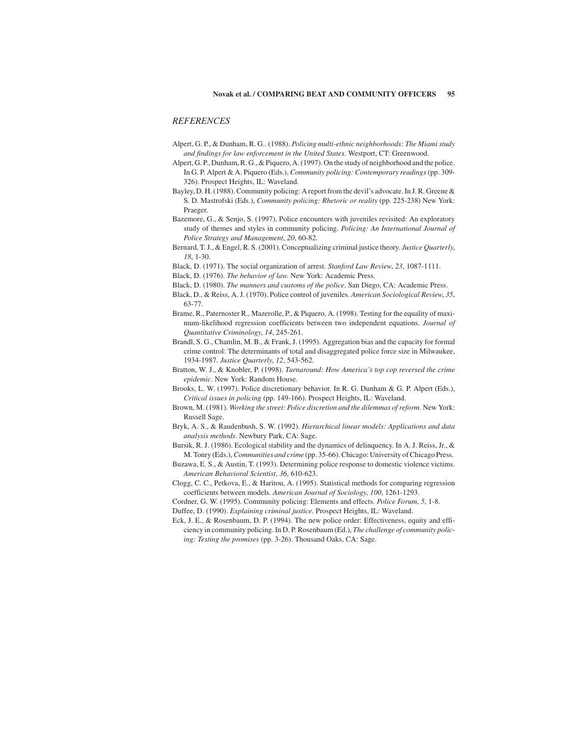## *REFERENCES*

Alpert, G. P., & Dunham, R. G.. (1988). *Policing multi-ethnic neighborhoods: The Miami study and findings for law enforcement in the United States*. Westport, CT: Greenwood.

Alpert, G. P., Dunham, R. G., & Piquero, A. (1997). On the study of neighborhood and the police. In G. P. Alpert & A. Piquero (Eds.), *Community policing: Contemporary readings* (pp. 309-326). Prospect Heights, IL: Waveland.

Bayley, D. H. (1988). Community policing: A report from the devil's advocate. In J. R. Greene & S. D. Mastrofski (Eds.), *Community policing: Rhetoric or reality* (pp. 225-238) New York: Praeger.

Bazemore, G., & Senjo, S. (1997). Police encounters with juveniles revisited: An exploratory study of themes and styles in community policing. *Policing: An International Journal of Police Strategy and Management*, *20*, 60-82.

Bernard, T. J., & Engel, R. S. (2001). Conceptualizing criminal justice theory. *Justice Quarterly*, *18*, 1-30.

Black, D. (1971). The social organization of arrest. *Stanford Law Review*, *23*, 1087-1111.

Black, D. (1976). *The behavior of law*. New York: Academic Press.

Black, D. (1980). *The manners and customs of the police*. San Diego, CA: Academic Press.

Black, D., & Reiss, A. J. (1970). Police control of juveniles. *American Sociological Review*, *35*, 63-77.

Brame, R., Paternoster R., Mazerolle, P., & Piquero, A. (1998). Testing for the equality of maximum-likelihood regression coefficients between two independent equations. *Journal of Quantitative Criminology*, *14*, 245-261.

Brandl, S. G., Chamlin, M. B., & Frank, J. (1995). Aggregation bias and the capacity for formal crime control: The determinants of total and disaggregated police force size in Milwaukee, 1934-1987. *Justice Quarterly*, *12*, 543-562.

Bratton, W. J., & Knobler, P. (1998). *Turnaround: How America's top cop reversed the crime epidemic*. New York: Random House.

Brooks, L. W. (1997). Police discretionary behavior. In R. G. Dunham & G. P. Alpert (Eds.), *Critical issues in policing* (pp. 149-166). Prospect Heights, IL: Waveland.

Brown, M. (1981). *Working the street: Police discretion and the dilemmas of reform*. New York: Russell Sage.

Bryk, A. S., & Raudenbush, S. W. (1992). *Hierarchical linear models: Applications and data analysis methods*. Newbury Park, CA: Sage.

Bursik, R. J. (1986). Ecological stability and the dynamics of delinquency. In A. J. Reiss, Jr., & M. Tonry (Eds.), *Communities and crime* (pp. 35-66). Chicago: University of Chicago Press.

Buzawa, E. S., & Austin, T. (1993). Determining police response to domestic violence victims. *American Behavioral Scientist*, *36*, 610-623.

Clogg, C. C., Petkova, E., & Haritou, A. (1995). Statistical methods for comparing regression coefficients between models. *American Journal of Sociology*, *100*, 1261-1293.

Cordner, G. W. (1995). Community policing: Elements and effects. *Police Forum*, *5*, 1-8.

Duffee, D. (1990). *Explaining criminal justice*. Prospect Heights, IL: Waveland.

Eck, J. E., & Rosenbaum, D. P. (1994). The new police order: Effectiveness, equity and efficiency in community policing. In D. P. Rosenbaum (Ed.), *The challenge of community policing: Testing the promises* (pp. 3-26). Thousand Oaks, CA: Sage.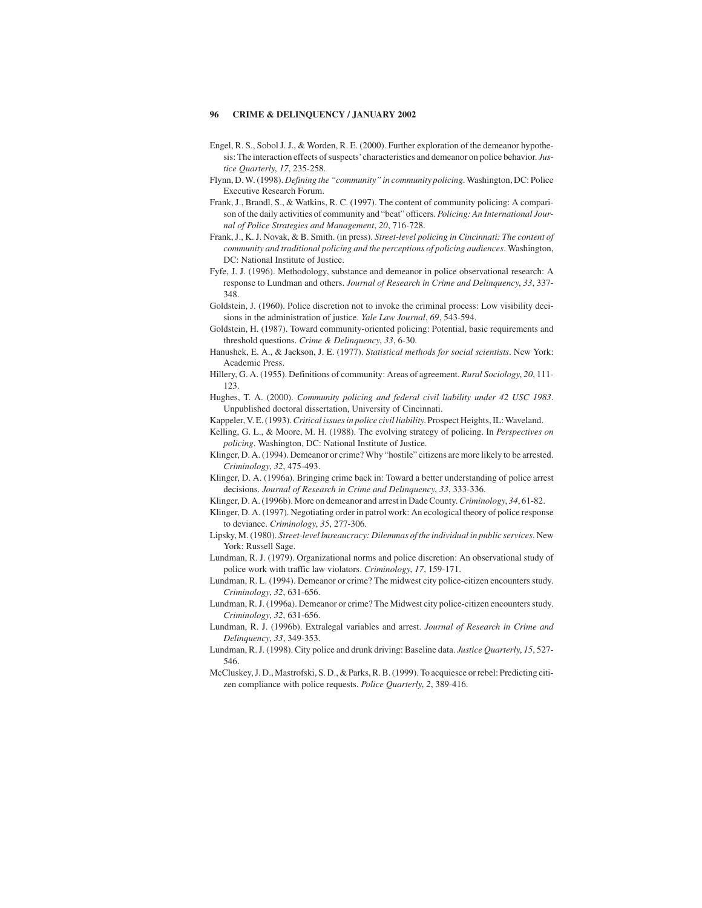Engel, R. S., Sobol J. J., & Worden, R. E. (2000). Further exploration of the demeanor hypothesis: The interaction effects of suspects' characteristics and demeanor on police behavior. *Justice Quarterly*, *17*, 235-258.

Flynn, D. W. (1998). *Defining the "community" in community policing*. Washington, DC: Police Executive Research Forum.

Frank, J., Brandl, S., & Watkins, R. C. (1997). The content of community policing: A comparison of the daily activities of community and "beat" officers. *Policing: An International Journal of Police Strategies and Management*, *20*, 716-728.

Frank, J., K. J. Novak, & B. Smith. (in press). *Street-level policing in Cincinnati: The content of community and traditional policing and the perceptions of policing audiences*. Washington, DC: National Institute of Justice.

Fyfe, J. J. (1996). Methodology, substance and demeanor in police observational research: A response to Lundman and others. *Journal of Research in Crime and Delinquency*, *33*, 337-348.

Goldstein, J. (1960). Police discretion not to invoke the criminal process: Low visibility decisions in the administration of justice. *Yale Law Journal*, *69*, 543-594.

Goldstein, H. (1987). Toward community-oriented policing: Potential, basic requirements and threshold questions. *Crime & Delinquency*, *33*, 6-30.

Hanushek, E. A., & Jackson, J. E. (1977). *Statistical methods for social scientists*. New York: Academic Press.

Hillery, G. A. (1955). Definitions of community: Areas of agreement. *Rural Sociology*, *20*, 111-123.

Hughes, T. A. (2000). *Community policing and federal civil liability under 42 USC 1983*. Unpublished doctoral dissertation, University of Cincinnati.

Kappeler, V. E. (1993). *Critical issues in police civil liability*. Prospect Heights, IL: Waveland.

Kelling, G. L., & Moore, M. H. (1988). The evolving strategy of policing. In *Perspectives on policing*. Washington, DC: National Institute of Justice.

Klinger, D. A. (1994). Demeanor or crime? Why "hostile" citizens are more likely to be arrested. *Criminology*, *32*, 475-493.

Klinger, D. A. (1996a). Bringing crime back in: Toward a better understanding of police arrest decisions. *Journal of Research in Crime and Delinquency*, *33*, 333-336.

Klinger, D. A. (1996b). More on demeanor and arrest in Dade County. *Criminology*, *34*, 61-82.

Klinger, D. A. (1997). Negotiating order in patrol work: An ecological theory of police response to deviance. *Criminology*, *35*, 277-306.

Lipsky, M. (1980). *Street-level bureaucracy: Dilemmas of the individual in public services*. New York: Russell Sage.

Lundman, R. J. (1979). Organizational norms and police discretion: An observational study of police work with traffic law violators. *Criminology*, *17*, 159-171.

Lundman, R. L. (1994). Demeanor or crime? The midwest city police-citizen encounters study. *Criminology*, *32*, 631-656.

Lundman, R. J. (1996a). Demeanor or crime? The Midwest city police-citizen encounters study. *Criminology*, *32*, 631-656.

Lundman, R. J. (1996b). Extralegal variables and arrest. *Journal of Research in Crime and Delinquency*, *33*, 349-353.

Lundman, R. J. (1998). City police and drunk driving: Baseline data. *Justice Quarterly*, *15*, 527-546.

McCluskey, J. D., Mastrofski, S. D., & Parks, R. B. (1999). To acquiesce or rebel: Predicting citizen compliance with police requests. *Police Quarterly*, *2*, 389-416.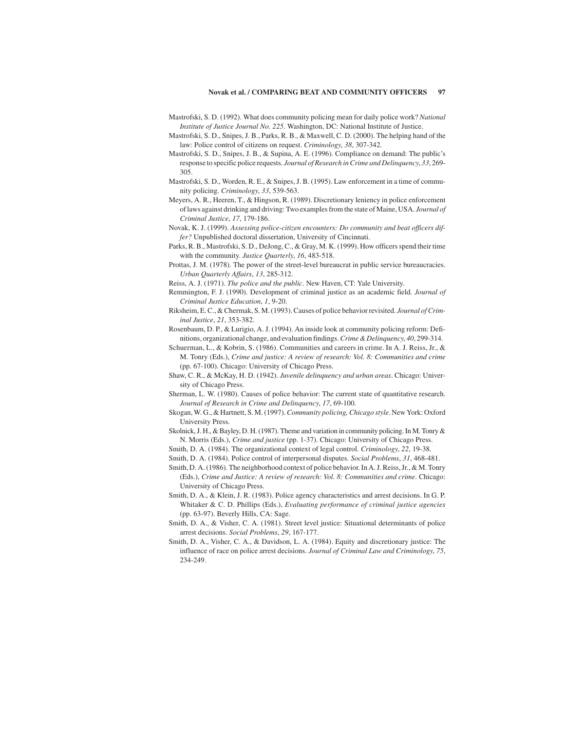Mastrofski, S. D. (1992). What does community policing mean for daily police work? *National Institute of Justice Journal No. 225*. Washington, DC: National Institute of Justice.

Mastrofski, S. D., Snipes, J. B., Parks, R. B., & Maxwell, C. D. (2000). The helping hand of the law: Police control of citizens on request. *Criminology*, *38*, 307-342.

Mastrofski, S. D., Snipes, J. B., & Supina, A. E. (1996). Compliance on demand: The public's response to specific police requests. *Journal of Research in Crime and Delinquency*, *33*, 269-305.

Mastrofski, S. D., Worden, R. E., & Snipes, J. B. (1995). Law enforcement in a time of community policing. *Criminology*, *33*, 539-563.

Meyers, A. R., Heeren, T., & Hingson, R. (1989). Discretionary leniency in police enforcement of laws against drinking and driving: Two examples from the state of Maine, USA. *Journal of Criminal Justice*, *17*, 179-186.

Novak, K. J. (1999). *Assessing police-citizen encounters: Do community and beat officers differ?* Unpublished doctoral dissertation, University of Cincinnati.

Parks, R. B., Mastrofski, S. D., DeJong, C., & Gray, M. K. (1999). How officers spend their time with the community. *Justice Quarterly*, *16*, 483-518.

Prottas, J. M. (1978). The power of the street-level bureaucrat in public service bureaucracies. *Urban Quarterly Affairs*, *13*, 285-312.

Reiss, A. J. (1971). *The police and the public*. New Haven, CT: Yale University.

Remmington, F. J. (1990). Development of criminal justice as an academic field. *Journal of Criminal Justice Education*, *1*, 9-20.

Riksheim, E. C., & Chermak, S. M. (1993). Causes of police behavior revisited. *Journal of Criminal Justice*, *21*, 353-382.

Rosenbaum, D. P., & Lurigio, A. J. (1994). An inside look at community policing reform: Definitions, organizational change, and evaluation findings. *Crime & Delinquency*, *40*, 299-314.

Schuerman, L., & Kobrin, S. (1986). Communities and careers in crime. In A. J. Reiss, Jr., & M. Tonry (Eds.), *Crime and justice: A review of research: Vol. 8: Communities and crime* (pp. 67-100). Chicago: University of Chicago Press.

Shaw, C. R., & McKay, H. D. (1942). *Juvenile delinquency and urban areas*. Chicago: University of Chicago Press.

Sherman, L. W. (1980). Causes of police behavior: The current state of quantitative research. *Journal of Research in Crime and Delinquency*, *17*, 69-100.

Skogan, W. G., & Hartnett, S. M. (1997). *Community policing, Chicago style*. New York: Oxford University Press.

Skolnick, J. H., & Bayley, D. H. (1987). Theme and variation in community policing. In M. Tonry & N. Morris (Eds.), *Crime and justice* (pp. 1-37). Chicago: University of Chicago Press.

Smith, D. A. (1984). The organizational context of legal control. *Criminology*, *22*, 19-38.

Smith, D. A. (1984). Police control of interpersonal disputes. *Social Problems*, *31*, 468-481.

Smith, D. A. (1986). The neighborhood context of police behavior. In A. J. Reiss, Jr., & M. Tonry (Eds.), *Crime and Justice: A review of research: Vol. 8: Communities and crime*. Chicago: University of Chicago Press.

Smith, D. A., & Klein, J. R. (1983). Police agency characteristics and arrest decisions. In G. P. Whitaker & C. D. Phillips (Eds.), *Evaluating performance of criminal justice agencies* (pp. 63-97). Beverly Hills, CA: Sage.

Smith, D. A., & Visher, C. A. (1981). Street level justice: Situational determinants of police arrest decisions. *Social Problems*, *29*, 167-177.

Smith, D. A., Visher, C. A., & Davidson, L. A. (1984). Equity and discretionary justice: The influence of race on police arrest decisions. *Journal of Criminal Law and Criminology*, *75*, 234-249.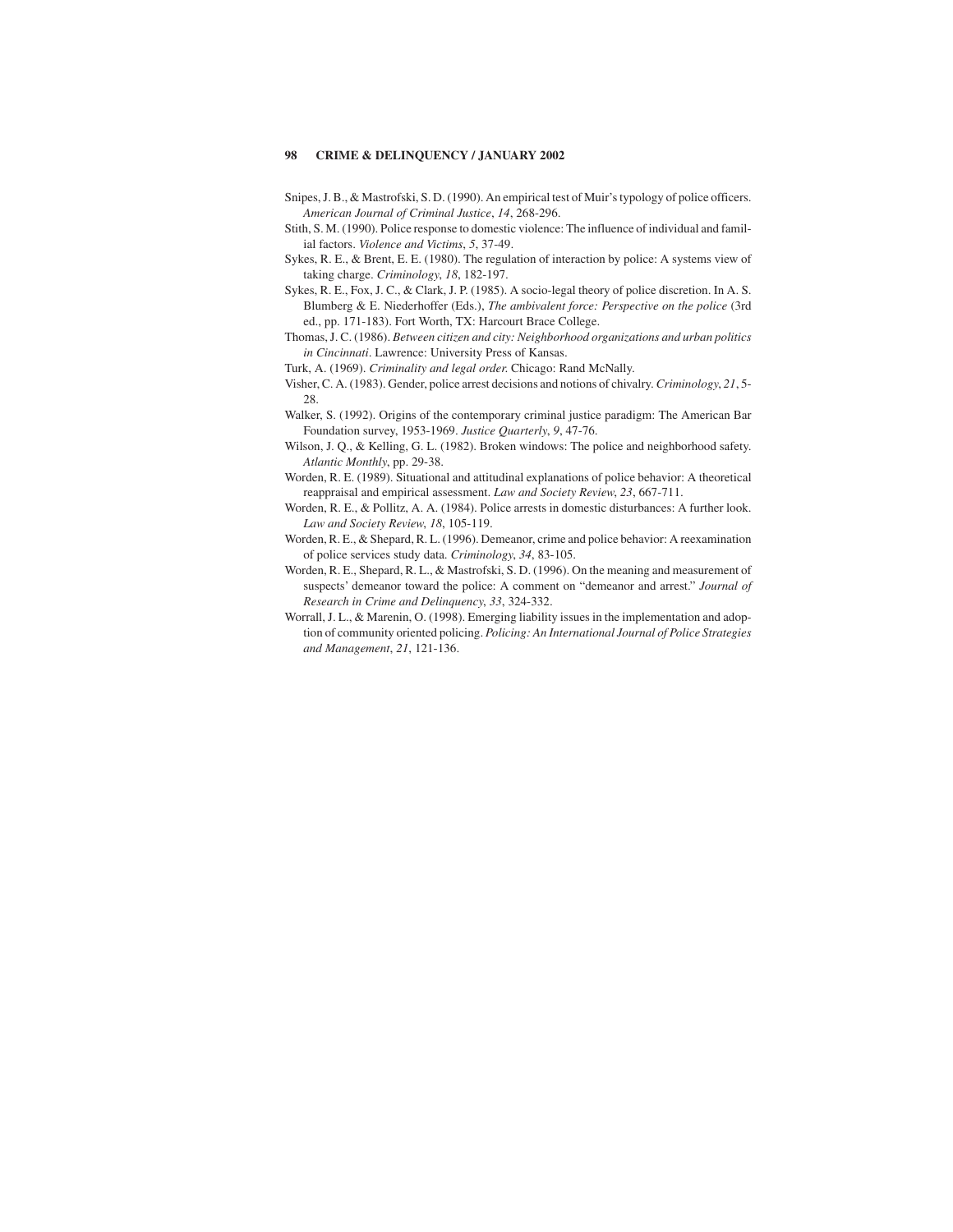Snipes, J. B., & Mastrofski, S. D. (1990). An empirical test of Muir's typology of police officers. *American Journal of Criminal Justice*, *14*, 268-296.

Stith, S. M. (1990). Police response to domestic violence: The influence of individual and familial factors. *Violence and Victims*, *5*, 37-49.

Sykes, R. E., & Brent, E. E. (1980). The regulation of interaction by police: A systems view of taking charge. *Criminology*, *18*, 182-197.

Sykes, R. E., Fox, J. C., & Clark, J. P. (1985). A socio-legal theory of police discretion. In A. S. Blumberg & E. Niederhoffer (Eds.), *The ambivalent force: Perspective on the police* (3rd ed., pp. 171-183). Fort Worth, TX: Harcourt Brace College.

Thomas, J. C. (1986). *Between citizen and city: Neighborhood organizations and urban politics in Cincinnati*. Lawrence: University Press of Kansas.

Turk, A. (1969). *Criminality and legal order.* Chicago: Rand McNally.

Visher, C. A. (1983). Gender, police arrest decisions and notions of chivalry. *Criminology*, *21*, 5-28.

Walker, S. (1992). Origins of the contemporary criminal justice paradigm: The American Bar Foundation survey, 1953-1969. *Justice Quarterly*, *9*, 47-76.

Wilson, J. Q., & Kelling, G. L. (1982). Broken windows: The police and neighborhood safety. *Atlantic Monthly*, pp. 29-38.

Worden, R. E. (1989). Situational and attitudinal explanations of police behavior: A theoretical reappraisal and empirical assessment. *Law and Society Review*, *23*, 667-711.

Worden, R. E., & Pollitz, A. A. (1984). Police arrests in domestic disturbances: A further look. *Law and Society Review*, *18*, 105-119.

Worden, R. E., & Shepard, R. L. (1996). Demeanor, crime and police behavior: A reexamination of police services study data. *Criminology*, *34*, 83-105.

Worden, R. E., Shepard, R. L., & Mastrofski, S. D. (1996). On the meaning and measurement of suspects' demeanor toward the police: A comment on "demeanor and arrest." *Journal of Research in Crime and Delinquency*, *33*, 324-332.

Worrall, J. L., & Marenin, O. (1998). Emerging liability issues in the implementation and adoption of community oriented policing. *Policing: An International Journal of Police Strategies and Management*, *21*, 121-136.